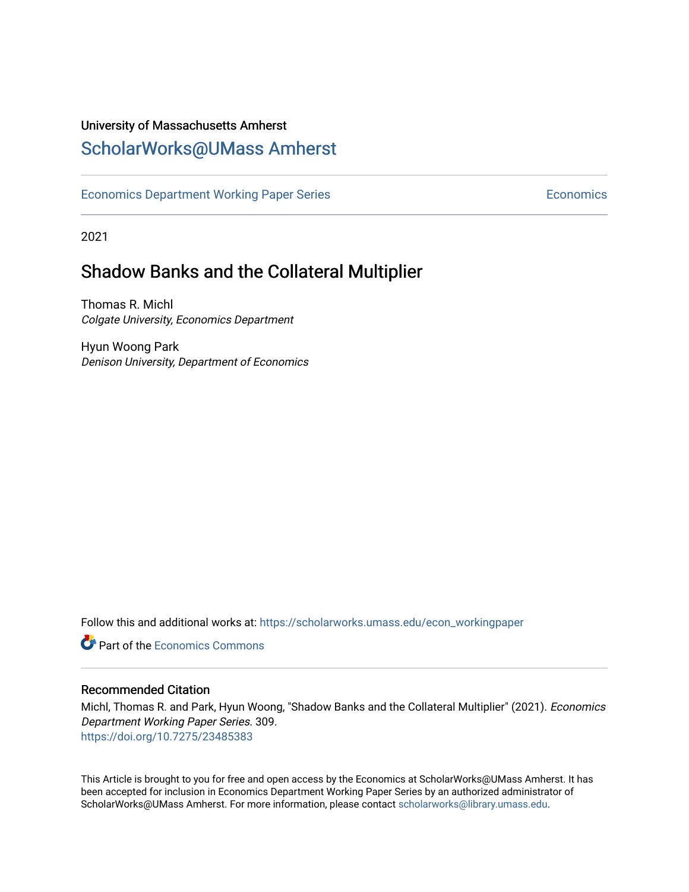University of Massachusetts Amherst

# ScholarWorks@UMass Amherst

Economics Department Working Paper Series Economics

2021

## Shadow Banks and the Collateral Multiplier

Thomas R. Michl
*Colgate University, Economics Department*

Hyun Woong Park
*Denison University, Department of Economics*

Follow this and additional works at: https://scholarworks.umass.edu/econ_workingpaper

Part of the Economics Commons

### Recommended Citation

Michl, Thomas R. and Park, Hyun Woong, "Shadow Banks and the Collateral Multiplier" (2021). *Economics Department Working Paper Series*. 309.
https://doi.org/10.7275/23485383

This Article is brought to you for free and open access by the Economics at ScholarWorks@UMass Amherst. It has been accepted for inclusion in Economics Department Working Paper Series by an authorized administrator of ScholarWorks@UMass Amherst. For more information, please contact scholarworks@library.umass.edu.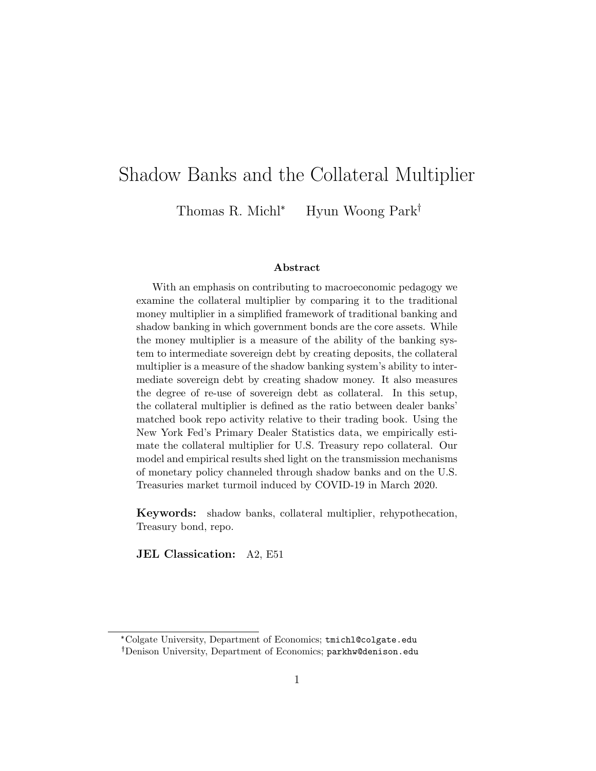# Shadow Banks and the Collateral Multiplier

Thomas R. Michl[*] Hyun Woong Park[†]

**Abstract**

With an emphasis on contributing to macroeconomic pedagogy we examine the collateral multiplier by comparing it to the traditional money multiplier in a simplified framework of traditional banking and shadow banking in which government bonds are the core assets. While the money multiplier is a measure of the ability of the banking system to intermediate sovereign debt by creating deposits, the collateral multiplier is a measure of the shadow banking system's ability to intermediate sovereign debt by creating shadow money. It also measures the degree of re-use of sovereign debt as collateral. In this setup, the collateral multiplier is defined as the ratio between dealer banks' matched book repo activity relative to their trading book. Using the New York Fed's Primary Dealer Statistics data, we empirically estimate the collateral multiplier for U.S. Treasury repo collateral. Our model and empirical results shed light on the transmission mechanisms of monetary policy channeled through shadow banks and on the U.S. Treasuries market turmoil induced by COVID-19 in March 2020.

**Keywords:** shadow banks, collateral multiplier, rehypothecation, Treasury bond, repo.

**JEL Classication:** A2, E51

---

[*] Colgate University, Department of Economics; tmichl@colgate.edu

[†] Denison University, Department of Economics; parkhw@denison.edu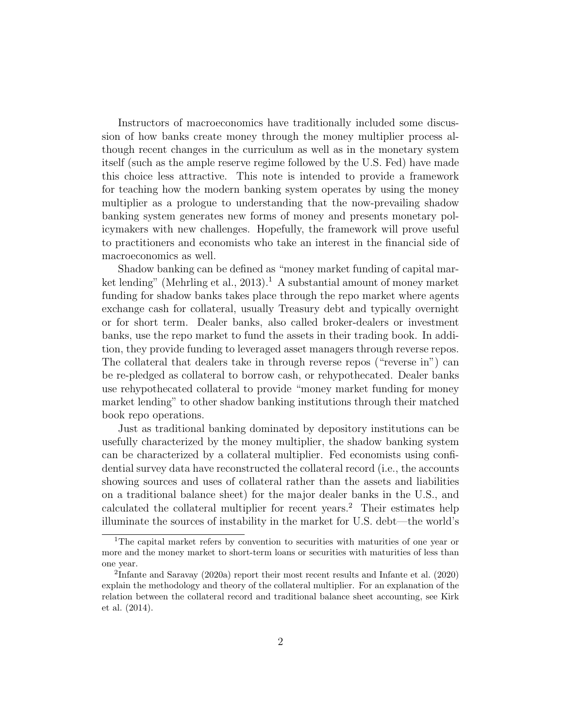Instructors of macroeconomics have traditionally included some discussion of how banks create money through the money multiplier process although recent changes in the curriculum as well as in the monetary system itself (such as the ample reserve regime followed by the U.S. Fed) have made this choice less attractive. This note is intended to provide a framework for teaching how the modern banking system operates by using the money multiplier as a prologue to understanding that the now-prevailing shadow banking system generates new forms of money and presents monetary policymakers with new challenges. Hopefully, the framework will prove useful to practitioners and economists who take an interest in the financial side of macroeconomics as well.

Shadow banking can be defined as "money market funding of capital market lending" (Mehrling et al., 2013).[1] A substantial amount of money market funding for shadow banks takes place through the repo market where agents exchange cash for collateral, usually Treasury debt and typically overnight or for short term. Dealer banks, also called broker-dealers or investment banks, use the repo market to fund the assets in their trading book. In addition, they provide funding to leveraged asset managers through reverse repos. The collateral that dealers take in through reverse repos ("reverse in") can be re-pledged as collateral to borrow cash, or rehypothecated. Dealer banks use rehypothecated collateral to provide "money market funding for money market lending" to other shadow banking institutions through their matched book repo operations.

Just as traditional banking dominated by depository institutions can be usefully characterized by the money multiplier, the shadow banking system can be characterized by a collateral multiplier. Fed economists using confidential survey data have reconstructed the collateral record (i.e., the accounts showing sources and uses of collateral rather than the assets and liabilities on a traditional balance sheet) for the major dealer banks in the U.S., and calculated the collateral multiplier for recent years.[2] Their estimates help illuminate the sources of instability in the market for U.S. debt—the world's

[1] The capital market refers by convention to securities with maturities of one year or more and the money market to short-term loans or securities with maturities of less than one year.

[2] Infante and Saravay (2020a) report their most recent results and Infante et al. (2020) explain the methodology and theory of the collateral multiplier. For an explanation of the relation between the collateral record and traditional balance sheet accounting, see Kirk et al. (2014).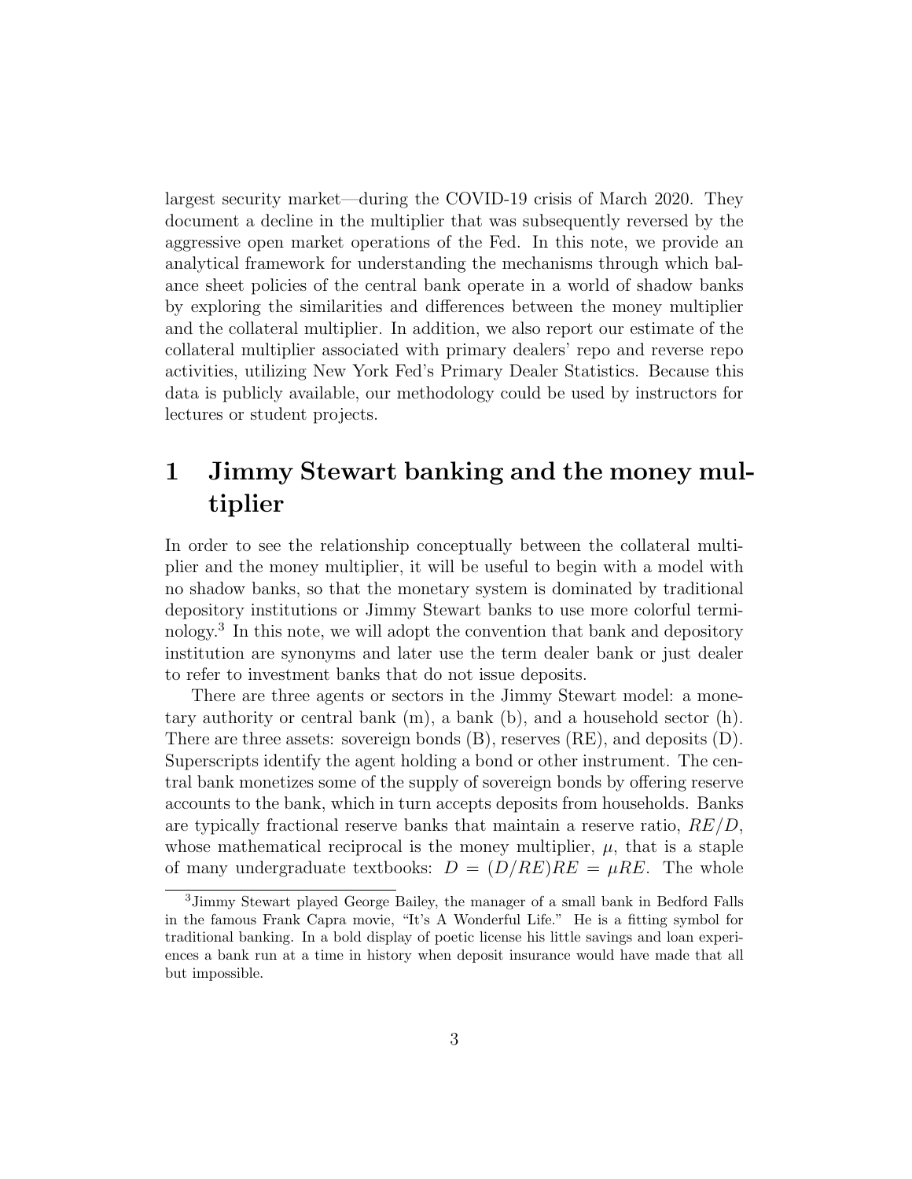largest security market—during the COVID-19 crisis of March 2020. They document a decline in the multiplier that was subsequently reversed by the aggressive open market operations of the Fed. In this note, we provide an analytical framework for understanding the mechanisms through which balance sheet policies of the central bank operate in a world of shadow banks by exploring the similarities and differences between the money multiplier and the collateral multiplier. In addition, we also report our estimate of the collateral multiplier associated with primary dealers' repo and reverse repo activities, utilizing New York Fed's Primary Dealer Statistics. Because this data is publicly available, our methodology could be used by instructors for lectures or student projects.

# 1 Jimmy Stewart banking and the money multiplier

In order to see the relationship conceptually between the collateral multiplier and the money multiplier, it will be useful to begin with a model with no shadow banks, so that the monetary system is dominated by traditional depository institutions or Jimmy Stewart banks to use more colorful terminology.[3] In this note, we will adopt the convention that bank and depository institution are synonyms and later use the term dealer bank or just dealer to refer to investment banks that do not issue deposits.

There are three agents or sectors in the Jimmy Stewart model: a monetary authority or central bank (m), a bank (b), and a household sector (h). There are three assets: sovereign bonds (B), reserves (RE), and deposits (D). Superscripts identify the agent holding a bond or other instrument. The central bank monetizes some of the supply of sovereign bonds by offering reserve accounts to the bank, which in turn accepts deposits from households. Banks are typically fractional reserve banks that maintain a reserve ratio, $RE/D$, whose mathematical reciprocal is the money multiplier, $\mu$, that is a staple of many undergraduate textbooks: $D = (D/RE)RE = \mu RE$. The whole

[3] Jimmy Stewart played George Bailey, the manager of a small bank in Bedford Falls in the famous Frank Capra movie, "It's A Wonderful Life." He is a fitting symbol for traditional banking. In a bold display of poetic license his little savings and loan experiences a bank run at a time in history when deposit insurance would have made that all but impossible.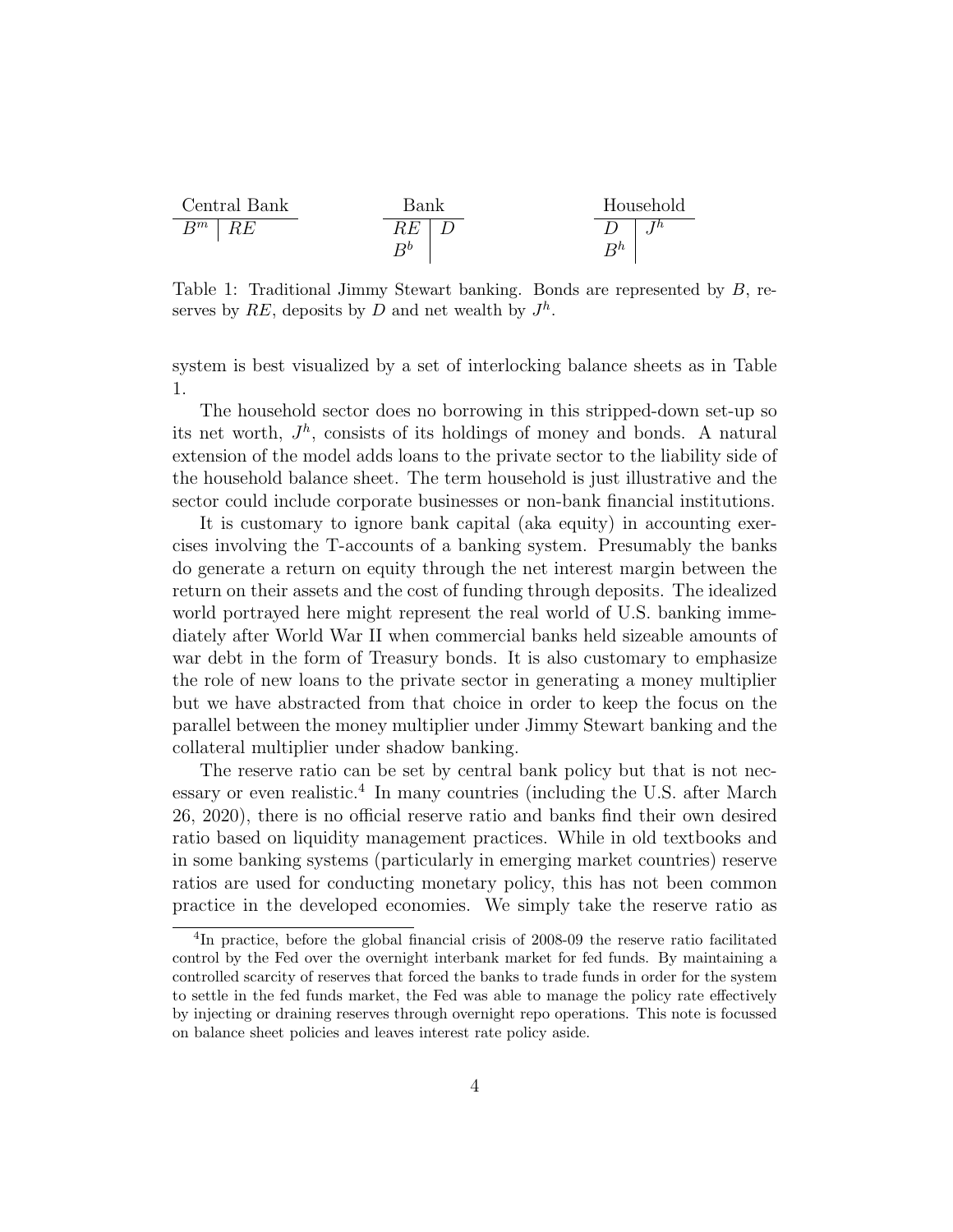| Central Bank | | Bank | | Household | |
|---|---|---|---|---|---|
| $B^m$ | $RE$ | $RE$ | $D$ | $D$ | $J^h$ |
| | | $B^b$ | | $B^h$ | |

Table 1: Traditional Jimmy Stewart banking. Bonds are represented by $B$, reserves by $RE$, deposits by $D$ and net wealth by $J^h$.

system is best visualized by a set of interlocking balance sheets as in Table 1.

The household sector does no borrowing in this stripped-down set-up so its net worth, $J^h$, consists of its holdings of money and bonds. A natural extension of the model adds loans to the private sector to the liability side of the household balance sheet. The term household is just illustrative and the sector could include corporate businesses or non-bank financial institutions.

It is customary to ignore bank capital (aka equity) in accounting exercises involving the T-accounts of a banking system. Presumably the banks do generate a return on equity through the net interest margin between the return on their assets and the cost of funding through deposits. The idealized world portrayed here might represent the real world of U.S. banking immediately after World War II when commercial banks held sizeable amounts of war debt in the form of Treasury bonds. It is also customary to emphasize the role of new loans to the private sector in generating a money multiplier but we have abstracted from that choice in order to keep the focus on the parallel between the money multiplier under Jimmy Stewart banking and the collateral multiplier under shadow banking.

The reserve ratio can be set by central bank policy but that is not necessary or even realistic.[4] In many countries (including the U.S. after March 26, 2020), there is no official reserve ratio and banks find their own desired ratio based on liquidity management practices. While in old textbooks and in some banking systems (particularly in emerging market countries) reserve ratios are used for conducting monetary policy, this has not been common practice in the developed economies. We simply take the reserve ratio as

[4] In practice, before the global financial crisis of 2008-09 the reserve ratio facilitated control by the Fed over the overnight interbank market for fed funds. By maintaining a controlled scarcity of reserves that forced the banks to trade funds in order for the system to settle in the fed funds market, the Fed was able to manage the policy rate effectively by injecting or draining reserves through overnight repo operations. This note is focussed on balance sheet policies and leaves interest rate policy aside.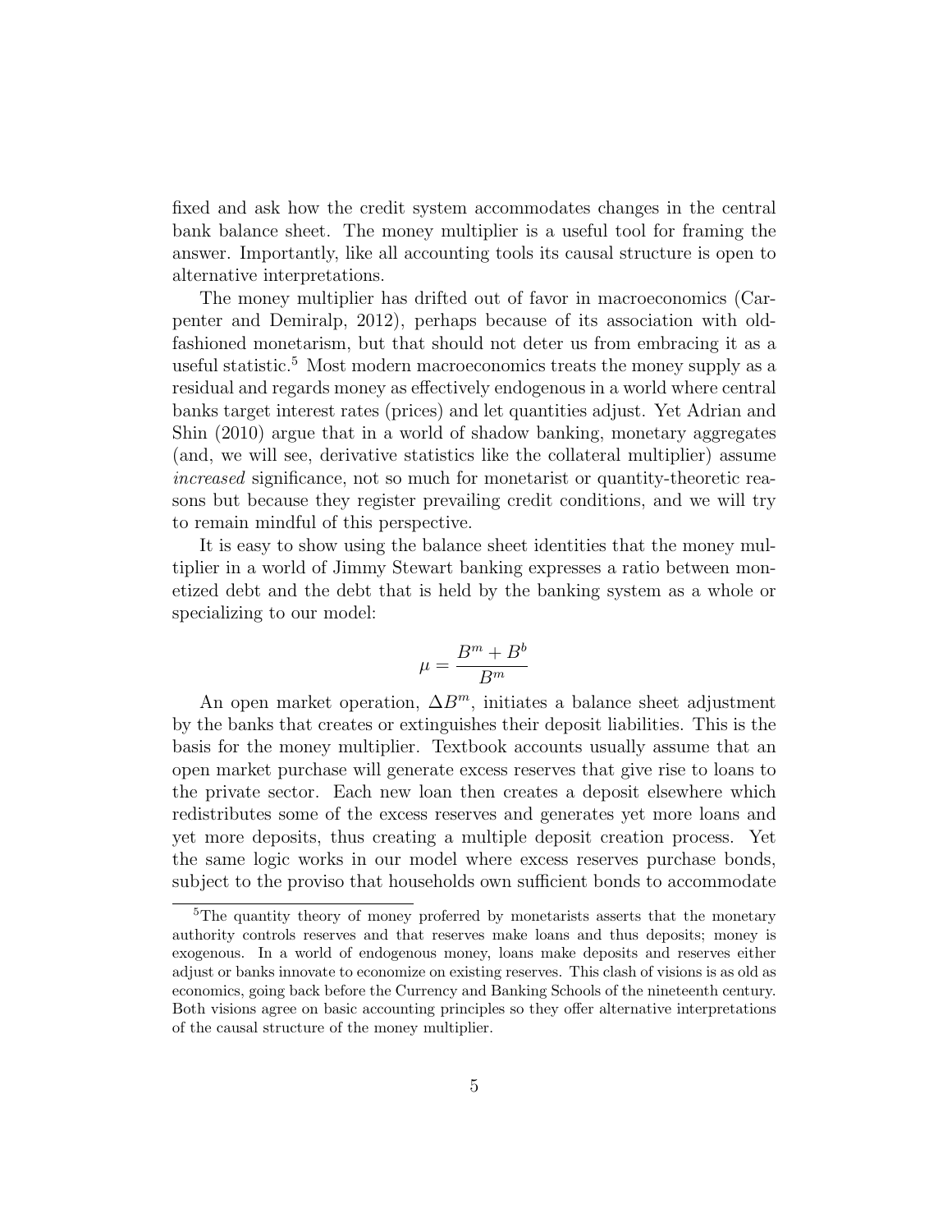fixed and ask how the credit system accommodates changes in the central bank balance sheet. The money multiplier is a useful tool for framing the answer. Importantly, like all accounting tools its causal structure is open to alternative interpretations.

The money multiplier has drifted out of favor in macroeconomics (Carpenter and Demiralp, 2012), perhaps because of its association with old-fashioned monetarism, but that should not deter us from embracing it as a useful statistic.[5] Most modern macroeconomics treats the money supply as a residual and regards money as effectively endogenous in a world where central banks target interest rates (prices) and let quantities adjust. Yet Adrian and Shin (2010) argue that in a world of shadow banking, monetary aggregates (and, we will see, derivative statistics like the collateral multiplier) assume *increased* significance, not so much for monetarist or quantity-theoretic reasons but because they register prevailing credit conditions, and we will try to remain mindful of this perspective.

It is easy to show using the balance sheet identities that the money multiplier in a world of Jimmy Stewart banking expresses a ratio between monetized debt and the debt that is held by the banking system as a whole or specializing to our model:

$$\mu = \frac{B^m + B^b}{B^m}$$

An open market operation, $\Delta B^m$, initiates a balance sheet adjustment by the banks that creates or extinguishes their deposit liabilities. This is the basis for the money multiplier. Textbook accounts usually assume that an open market purchase will generate excess reserves that give rise to loans to the private sector. Each new loan then creates a deposit elsewhere which redistributes some of the excess reserves and generates yet more loans and yet more deposits, thus creating a multiple deposit creation process. Yet the same logic works in our model where excess reserves purchase bonds, subject to the proviso that households own sufficient bonds to accommodate

[5] The quantity theory of money proferred by monetarists asserts that the monetary authority controls reserves and that reserves make loans and thus deposits; money is exogenous. In a world of endogenous money, loans make deposits and reserves either adjust or banks innovate to economize on existing reserves. This clash of visions is as old as economics, going back before the Currency and Banking Schools of the nineteenth century. Both visions agree on basic accounting principles so they offer alternative interpretations of the causal structure of the money multiplier.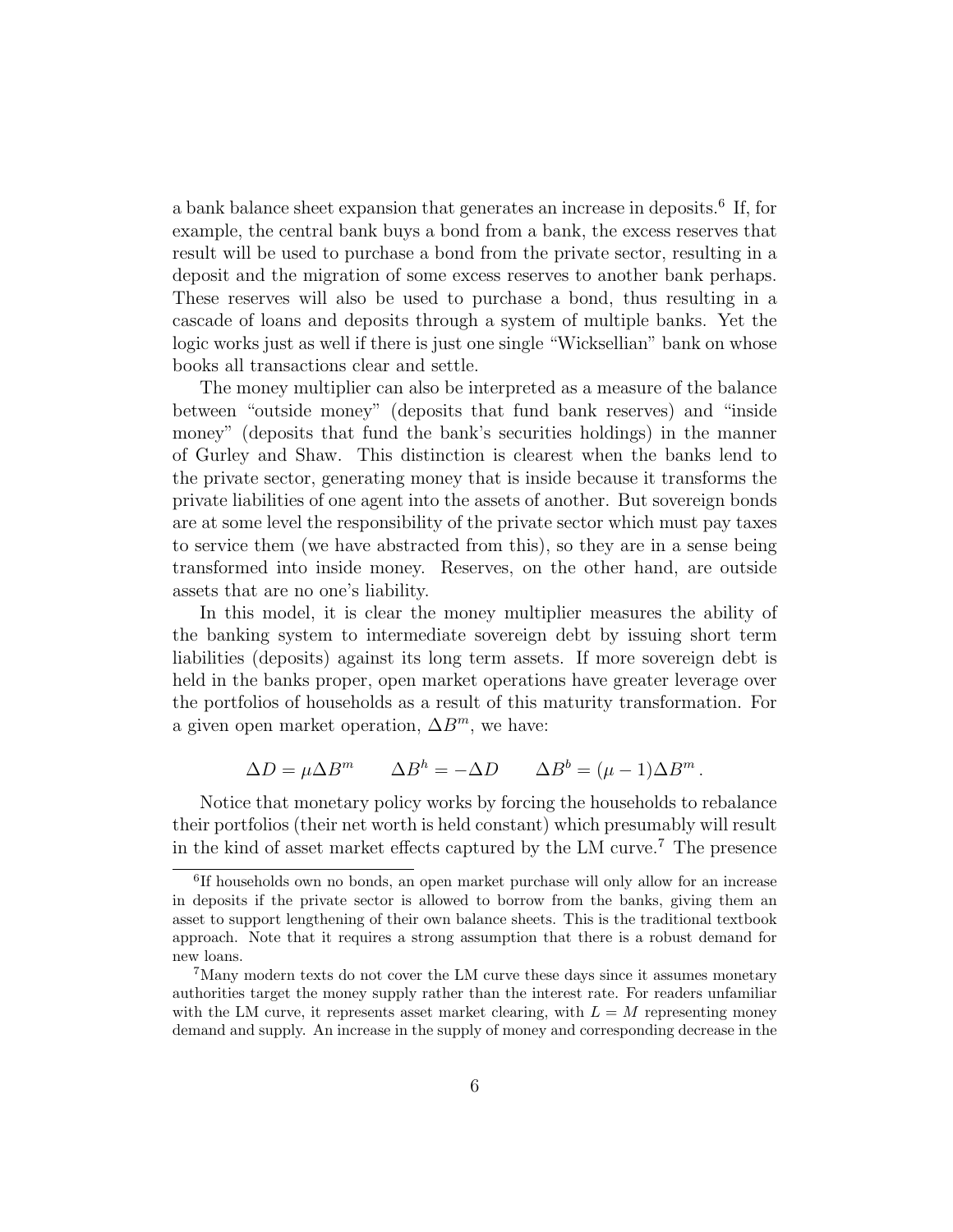a bank balance sheet expansion that generates an increase in deposits.[6] If, for example, the central bank buys a bond from a bank, the excess reserves that result will be used to purchase a bond from the private sector, resulting in a deposit and the migration of some excess reserves to another bank perhaps. These reserves will also be used to purchase a bond, thus resulting in a cascade of loans and deposits through a system of multiple banks. Yet the logic works just as well if there is just one single "Wicksellian" bank on whose books all transactions clear and settle.

The money multiplier can also be interpreted as a measure of the balance between "outside money" (deposits that fund bank reserves) and "inside money" (deposits that fund the bank's securities holdings) in the manner of Gurley and Shaw. This distinction is clearest when the banks lend to the private sector, generating money that is inside because it transforms the private liabilities of one agent into the assets of another. But sovereign bonds are at some level the responsibility of the private sector which must pay taxes to service them (we have abstracted from this), so they are in a sense being transformed into inside money. Reserves, on the other hand, are outside assets that are no one's liability.

In this model, it is clear the money multiplier measures the ability of the banking system to intermediate sovereign debt by issuing short term liabilities (deposits) against its long term assets. If more sovereign debt is held in the banks proper, open market operations have greater leverage over the portfolios of households as a result of this maturity transformation. For a given open market operation, $\Delta B^m$, we have:

$$\Delta D = \mu \Delta B^m \qquad \Delta B^h = -\Delta D \qquad \Delta B^b = (\mu - 1)\Delta B^m .$$

Notice that monetary policy works by forcing the households to rebalance their portfolios (their net worth is held constant) which presumably will result in the kind of asset market effects captured by the LM curve.[7] The presence

[6] If households own no bonds, an open market purchase will only allow for an increase in deposits if the private sector is allowed to borrow from the banks, giving them an asset to support lengthening of their own balance sheets. This is the traditional textbook approach. Note that it requires a strong assumption that there is a robust demand for new loans.

[7] Many modern texts do not cover the LM curve these days since it assumes monetary authorities target the money supply rather than the interest rate. For readers unfamiliar with the LM curve, it represents asset market clearing, with $L = M$ representing money demand and supply. An increase in the supply of money and corresponding decrease in the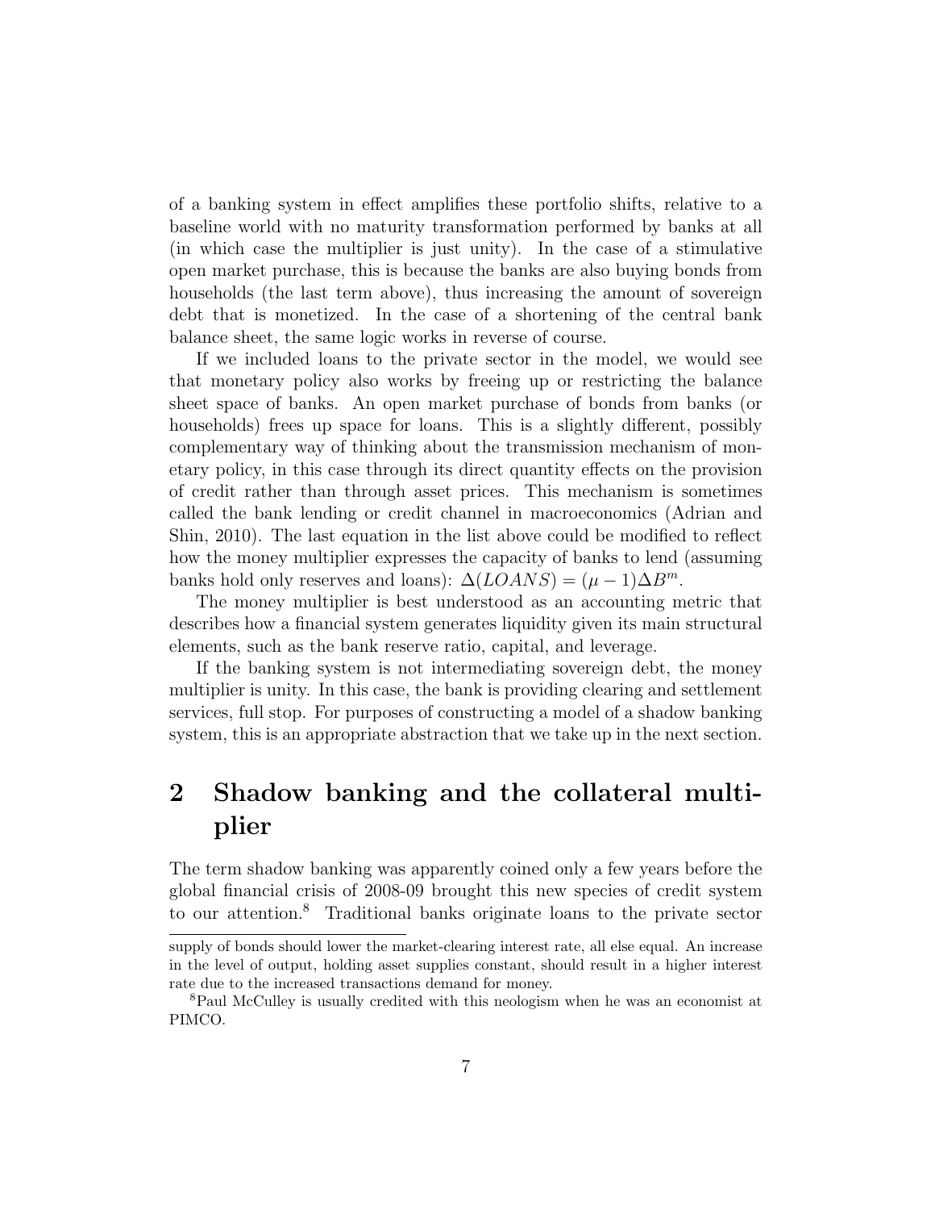of a banking system in effect amplifies these portfolio shifts, relative to a baseline world with no maturity transformation performed by banks at all (in which case the multiplier is just unity). In the case of a stimulative open market purchase, this is because the banks are also buying bonds from households (the last term above), thus increasing the amount of sovereign debt that is monetized. In the case of a shortening of the central bank balance sheet, the same logic works in reverse of course.

If we included loans to the private sector in the model, we would see that monetary policy also works by freeing up or restricting the balance sheet space of banks. An open market purchase of bonds from banks (or households) frees up space for loans. This is a slightly different, possibly complementary way of thinking about the transmission mechanism of monetary policy, in this case through its direct quantity effects on the provision of credit rather than through asset prices. This mechanism is sometimes called the bank lending or credit channel in macroeconomics (Adrian and Shin, 2010). The last equation in the list above could be modified to reflect how the money multiplier expresses the capacity of banks to lend (assuming banks hold only reserves and loans): $\Delta(LOANS) = (\mu - 1)\Delta B^m$.

The money multiplier is best understood as an accounting metric that describes how a financial system generates liquidity given its main structural elements, such as the bank reserve ratio, capital, and leverage.

If the banking system is not intermediating sovereign debt, the money multiplier is unity. In this case, the bank is providing clearing and settlement services, full stop. For purposes of constructing a model of a shadow banking system, this is an appropriate abstraction that we take up in the next section.

# 2 Shadow banking and the collateral multiplier

The term shadow banking was apparently coined only a few years before the global financial crisis of 2008-09 brought this new species of credit system to our attention.[8] Traditional banks originate loans to the private sector

supply of bonds should lower the market-clearing interest rate, all else equal. An increase in the level of output, holding asset supplies constant, should result in a higher interest rate due to the increased transactions demand for money.

[8] Paul McCulley is usually credited with this neologism when he was an economist at PIMCO.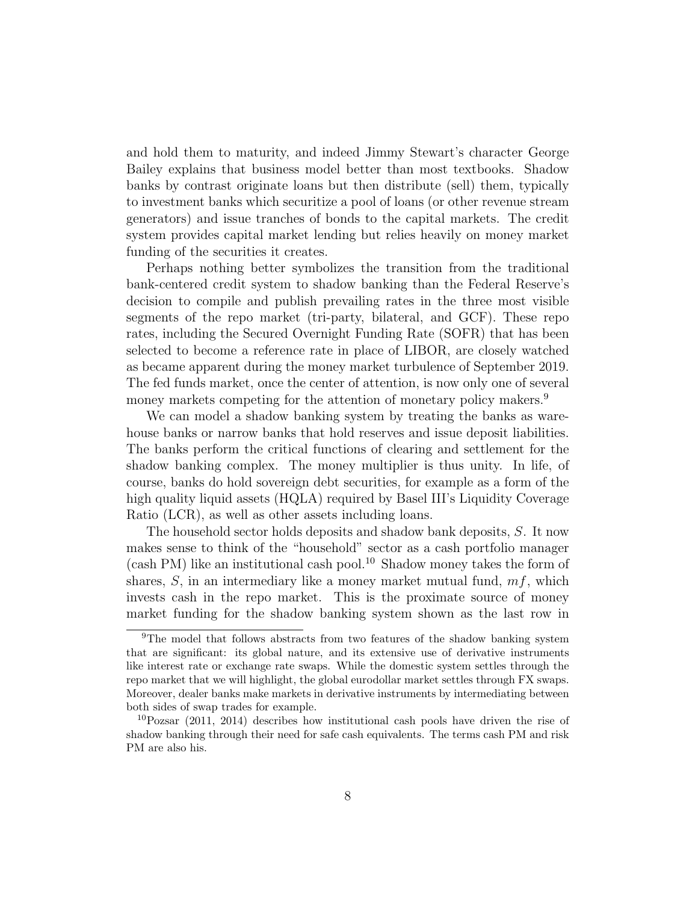and hold them to maturity, and indeed Jimmy Stewart's character George Bailey explains that business model better than most textbooks. Shadow banks by contrast originate loans but then distribute (sell) them, typically to investment banks which securitize a pool of loans (or other revenue stream generators) and issue tranches of bonds to the capital markets. The credit system provides capital market lending but relies heavily on money market funding of the securities it creates.

Perhaps nothing better symbolizes the transition from the traditional bank-centered credit system to shadow banking than the Federal Reserve's decision to compile and publish prevailing rates in the three most visible segments of the repo market (tri-party, bilateral, and GCF). These repo rates, including the Secured Overnight Funding Rate (SOFR) that has been selected to become a reference rate in place of LIBOR, are closely watched as became apparent during the money market turbulence of September 2019. The fed funds market, once the center of attention, is now only one of several money markets competing for the attention of monetary policy makers.[9]

We can model a shadow banking system by treating the banks as warehouse banks or narrow banks that hold reserves and issue deposit liabilities. The banks perform the critical functions of clearing and settlement for the shadow banking complex. The money multiplier is thus unity. In life, of course, banks do hold sovereign debt securities, for example as a form of the high quality liquid assets (HQLA) required by Basel III's Liquidity Coverage Ratio (LCR), as well as other assets including loans.

The household sector holds deposits and shadow bank deposits, $S$. It now makes sense to think of the "household" sector as a cash portfolio manager (cash PM) like an institutional cash pool.[10] Shadow money takes the form of shares, $S$, in an intermediary like a money market mutual fund, $mf$, which invests cash in the repo market. This is the proximate source of money market funding for the shadow banking system shown as the last row in

[9] The model that follows abstracts from two features of the shadow banking system that are significant: its global nature, and its extensive use of derivative instruments like interest rate or exchange rate swaps. While the domestic system settles through the repo market that we will highlight, the global eurodollar market settles through FX swaps. Moreover, dealer banks make markets in derivative instruments by intermediating between both sides of swap trades for example.

[10] Pozsar (2011, 2014) describes how institutional cash pools have driven the rise of shadow banking through their need for safe cash equivalents. The terms cash PM and risk PM are also his.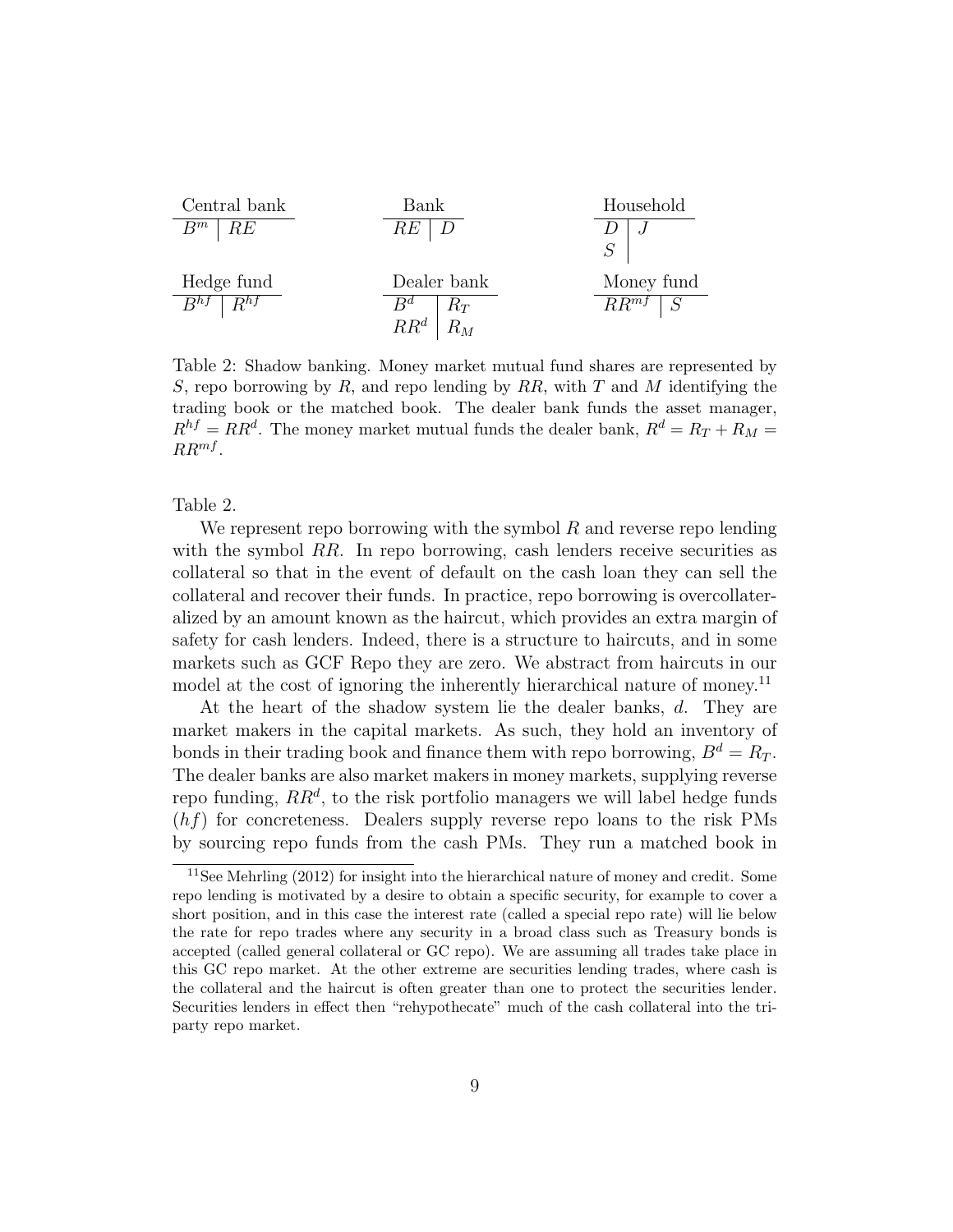| Central bank | |
|---|---|
| $B^m$ | $RE$ |

| Bank | |
|---|---|
| $RE$ | $D$ |

| Household | |
|---|---|
| $D$ | $J$ |
| $S$ | |

| Hedge fund | |
|---|---|
| $B^{hf}$ | $R^{hf}$ |

| Dealer bank | |
|---|---|
| $B^d$ | $R_T$ |
| $RR^d$ | $R_M$ |

| Money fund | |
|---|---|
| $RR^{mf}$ | $S$ |

Table 2: Shadow banking. Money market mutual fund shares are represented by $S$, repo borrowing by $R$, and repo lending by $RR$, with $T$ and $M$ identifying the trading book or the matched book. The dealer bank funds the asset manager, $R^{hf} = RR^d$. The money market mutual funds the dealer bank, $R^d = R_T + R_M = RR^{mf}$.

Table 2.

We represent repo borrowing with the symbol $R$ and reverse repo lending with the symbol $RR$. In repo borrowing, cash lenders receive securities as collateral so that in the event of default on the cash loan they can sell the collateral and recover their funds. In practice, repo borrowing is overcollateralized by an amount known as the haircut, which provides an extra margin of safety for cash lenders. Indeed, there is a structure to haircuts, and in some markets such as GCF Repo they are zero. We abstract from haircuts in our model at the cost of ignoring the inherently hierarchical nature of money.[11]

At the heart of the shadow system lie the dealer banks, $d$. They are market makers in the capital markets. As such, they hold an inventory of bonds in their trading book and finance them with repo borrowing, $B^d = R_T$. The dealer banks are also market makers in money markets, supplying reverse repo funding, $RR^d$, to the risk portfolio managers we will label hedge funds ($hf$) for concreteness. Dealers supply reverse repo loans to the risk PMs by sourcing repo funds from the cash PMs. They run a matched book in

[11] See Mehrling (2012) for insight into the hierarchical nature of money and credit. Some repo lending is motivated by a desire to obtain a specific security, for example to cover a short position, and in this case the interest rate (called a special repo rate) will lie below the rate for repo trades where any security in a broad class such as Treasury bonds is accepted (called general collateral or GC repo). We are assuming all trades take place in this GC repo market. At the other extreme are securities lending trades, where cash is the collateral and the haircut is often greater than one to protect the securities lender. Securities lenders in effect then "rehypothecate" much of the cash collateral into the triparty repo market.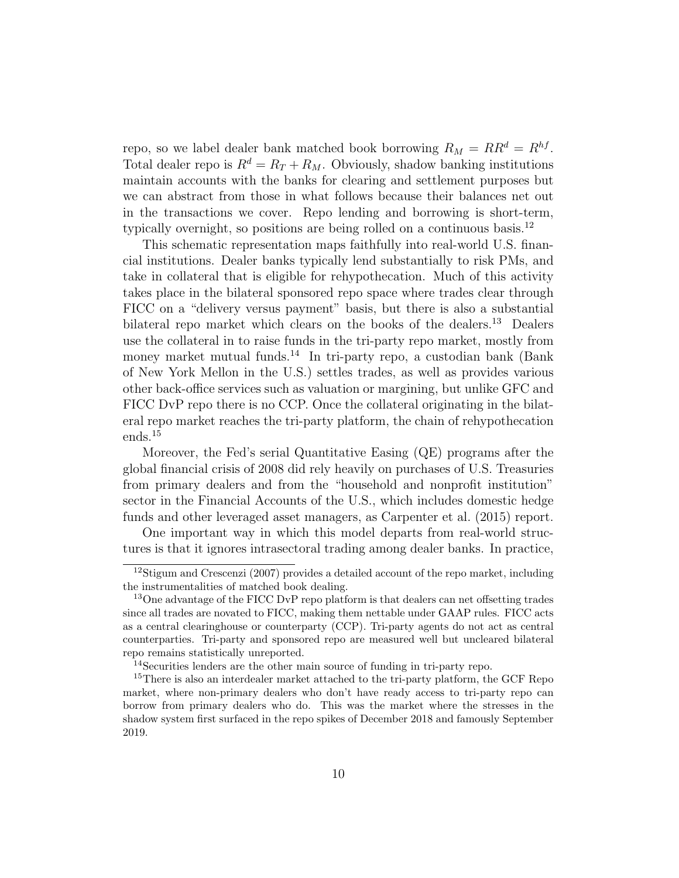repo, so we label dealer bank matched book borrowing $R_M = RR^d = R^{hf}$. Total dealer repo is $R^d = R_T + R_M$. Obviously, shadow banking institutions maintain accounts with the banks for clearing and settlement purposes but we can abstract from those in what follows because their balances net out in the transactions we cover. Repo lending and borrowing is short-term, typically overnight, so positions are being rolled on a continuous basis.[12]

This schematic representation maps faithfully into real-world U.S. financial institutions. Dealer banks typically lend substantially to risk PMs, and take in collateral that is eligible for rehypothecation. Much of this activity takes place in the bilateral sponsored repo space where trades clear through FICC on a "delivery versus payment" basis, but there is also a substantial bilateral repo market which clears on the books of the dealers.[13] Dealers use the collateral in to raise funds in the tri-party repo market, mostly from money market mutual funds.[14] In tri-party repo, a custodian bank (Bank of New York Mellon in the U.S.) settles trades, as well as provides various other back-office services such as valuation or margining, but unlike GFC and FICC DvP repo there is no CCP. Once the collateral originating in the bilateral repo market reaches the tri-party platform, the chain of rehypothecation ends.[15]

Moreover, the Fed's serial Quantitative Easing (QE) programs after the global financial crisis of 2008 did rely heavily on purchases of U.S. Treasuries from primary dealers and from the "household and nonprofit institution" sector in the Financial Accounts of the U.S., which includes domestic hedge funds and other leveraged asset managers, as Carpenter et al. (2015) report.

One important way in which this model departs from real-world structures is that it ignores intrasectoral trading among dealer banks. In practice,

---

[12] Stigum and Crescenzi (2007) provides a detailed account of the repo market, including the instrumentalities of matched book dealing.

[13] One advantage of the FICC DvP repo platform is that dealers can net offsetting trades since all trades are novated to FICC, making them nettable under GAAP rules. FICC acts as a central clearinghouse or counterparty (CCP). Tri-party agents do not act as central counterparties. Tri-party and sponsored repo are measured well but uncleared bilateral repo remains statistically unreported.

[14] Securities lenders are the other main source of funding in tri-party repo.

[15] There is also an interdealer market attached to the tri-party platform, the GCF Repo market, where non-primary dealers who don't have ready access to tri-party repo can borrow from primary dealers who do. This was the market where the stresses in the shadow system first surfaced in the repo spikes of December 2018 and famously September 2019.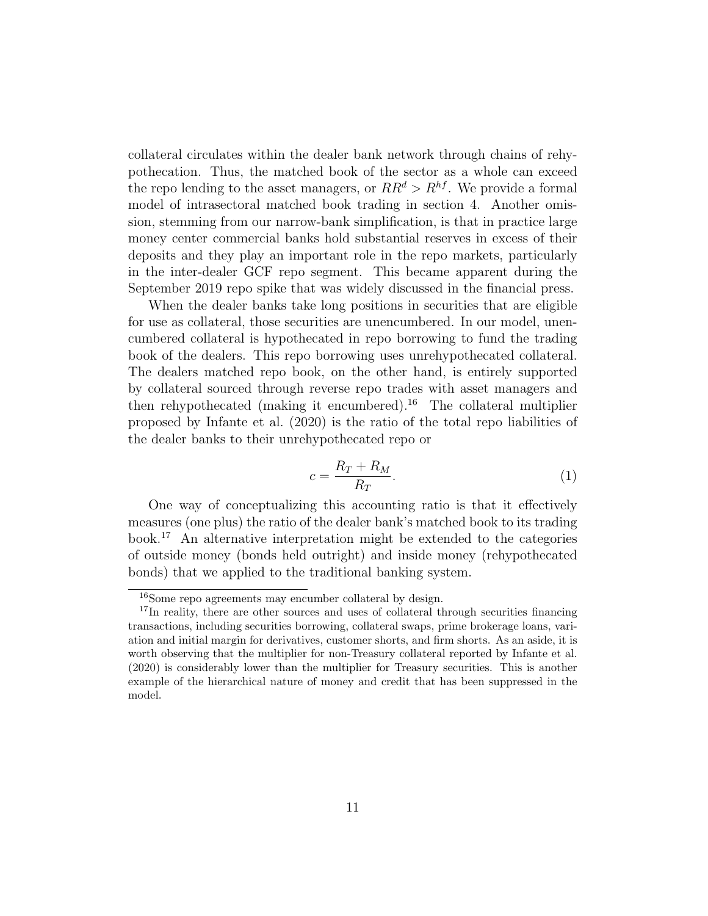collateral circulates within the dealer bank network through chains of rehypothecation. Thus, the matched book of the sector as a whole can exceed the repo lending to the asset managers, or $RR^d > R^{hf}$. We provide a formal model of intrasectoral matched book trading in section 4. Another omission, stemming from our narrow-bank simplification, is that in practice large money center commercial banks hold substantial reserves in excess of their deposits and they play an important role in the repo markets, particularly in the inter-dealer GCF repo segment. This became apparent during the September 2019 repo spike that was widely discussed in the financial press.

When the dealer banks take long positions in securities that are eligible for use as collateral, those securities are unencumbered. In our model, unencumbered collateral is hypothecated in repo borrowing to fund the trading book of the dealers. This repo borrowing uses unrehypothecated collateral. The dealers matched repo book, on the other hand, is entirely supported by collateral sourced through reverse repo trades with asset managers and then rehypothecated (making it encumbered).[16] The collateral multiplier proposed by Infante et al. (2020) is the ratio of the total repo liabilities of the dealer banks to their unrehypothecated repo or

$$c = \frac{R_T + R_M}{R_T}. \tag{1}$$

One way of conceptualizing this accounting ratio is that it effectively measures (one plus) the ratio of the dealer bank's matched book to its trading book.[17] An alternative interpretation might be extended to the categories of outside money (bonds held outright) and inside money (rehypothecated bonds) that we applied to the traditional banking system.

[16] Some repo agreements may encumber collateral by design.

[17] In reality, there are other sources and uses of collateral through securities financing transactions, including securities borrowing, collateral swaps, prime brokerage loans, variation and initial margin for derivatives, customer shorts, and firm shorts. As an aside, it is worth observing that the multiplier for non-Treasury collateral reported by Infante et al. (2020) is considerably lower than the multiplier for Treasury securities. This is another example of the hierarchical nature of money and credit that has been suppressed in the model.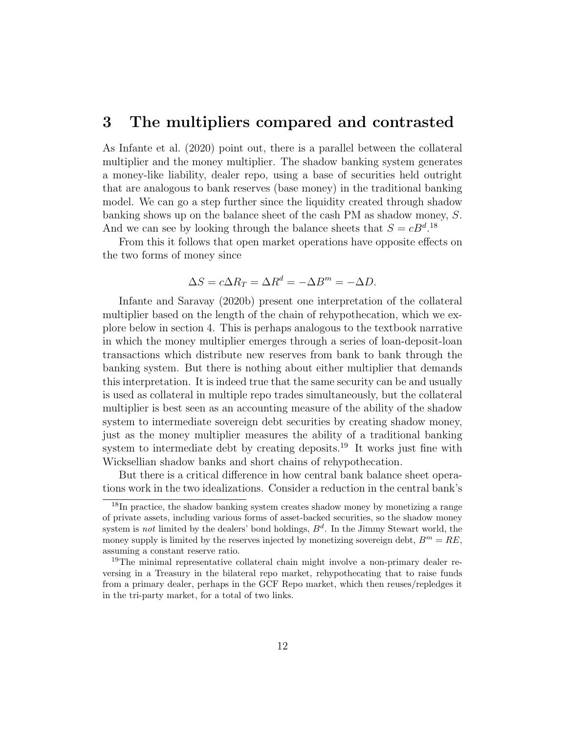# 3 The multipliers compared and contrasted

As Infante et al. (2020) point out, there is a parallel between the collateral multiplier and the money multiplier. The shadow banking system generates a money-like liability, dealer repo, using a base of securities held outright that are analogous to bank reserves (base money) in the traditional banking model. We can go a step further since the liquidity created through shadow banking shows up on the balance sheet of the cash PM as shadow money, $S$. And we can see by looking through the balance sheets that $S = cB^d$.[18]

From this it follows that open market operations have opposite effects on the two forms of money since

$$\Delta S = c\Delta R_T = \Delta R^d = -\Delta B^m = -\Delta D.$$

Infante and Saravay (2020b) present one interpretation of the collateral multiplier based on the length of the chain of rehypothecation, which we explore below in section 4. This is perhaps analogous to the textbook narrative in which the money multiplier emerges through a series of loan-deposit-loan transactions which distribute new reserves from bank to bank through the banking system. But there is nothing about either multiplier that demands this interpretation. It is indeed true that the same security can be and usually is used as collateral in multiple repo trades simultaneously, but the collateral multiplier is best seen as an accounting measure of the ability of the shadow system to intermediate sovereign debt securities by creating shadow money, just as the money multiplier measures the ability of a traditional banking system to intermediate debt by creating deposits.[19] It works just fine with Wicksellian shadow banks and short chains of rehypothecation.

But there is a critical difference in how central bank balance sheet operations work in the two idealizations. Consider a reduction in the central bank's

---

[18] In practice, the shadow banking system creates shadow money by monetizing a range of private assets, including various forms of asset-backed securities, so the shadow money system is *not* limited by the dealers' bond holdings, $B^d$. In the Jimmy Stewart world, the money supply is limited by the reserves injected by monetizing sovereign debt, $B^m = RE$, assuming a constant reserve ratio.

[19] The minimal representative collateral chain might involve a non-primary dealer reversing in a Treasury in the bilateral repo market, rehypothecating that to raise funds from a primary dealer, perhaps in the GCF Repo market, which then reuses/repledges it in the tri-party market, for a total of two links.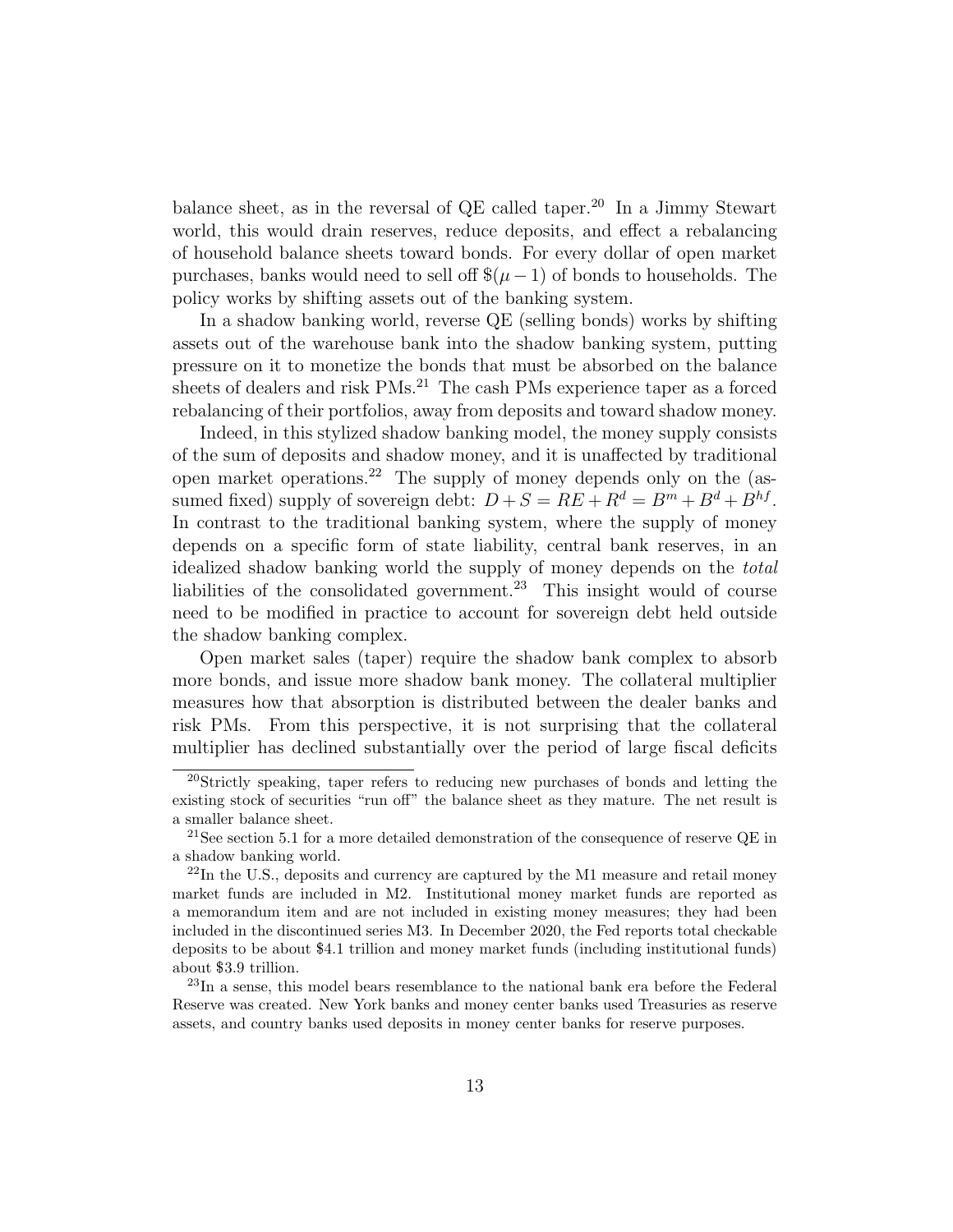balance sheet, as in the reversal of QE called taper.[20] In a Jimmy Stewart world, this would drain reserves, reduce deposits, and effect a rebalancing of household balance sheets toward bonds. For every dollar of open market purchases, banks would need to sell off $\$(\mu - 1)$ of bonds to households. The policy works by shifting assets out of the banking system.

In a shadow banking world, reverse QE (selling bonds) works by shifting assets out of the warehouse bank into the shadow banking system, putting pressure on it to monetize the bonds that must be absorbed on the balance sheets of dealers and risk PMs.[21] The cash PMs experience taper as a forced rebalancing of their portfolios, away from deposits and toward shadow money.

Indeed, in this stylized shadow banking model, the money supply consists of the sum of deposits and shadow money, and it is unaffected by traditional open market operations.[22] The supply of money depends only on the (assumed fixed) supply of sovereign debt: $D + S = RE + R^d = B^m + B^d + B^{hf}$. In contrast to the traditional banking system, where the supply of money depends on a specific form of state liability, central bank reserves, in an idealized shadow banking world the supply of money depends on the *total* liabilities of the consolidated government.[23] This insight would of course need to be modified in practice to account for sovereign debt held outside the shadow banking complex.

Open market sales (taper) require the shadow bank complex to absorb more bonds, and issue more shadow bank money. The collateral multiplier measures how that absorption is distributed between the dealer banks and risk PMs. From this perspective, it is not surprising that the collateral multiplier has declined substantially over the period of large fiscal deficits

---

[20] Strictly speaking, taper refers to reducing new purchases of bonds and letting the existing stock of securities "run off" the balance sheet as they mature. The net result is a smaller balance sheet.

[21] See section 5.1 for a more detailed demonstration of the consequence of reserve QE in a shadow banking world.

[22] In the U.S., deposits and currency are captured by the M1 measure and retail money market funds are included in M2. Institutional money market funds are reported as a memorandum item and are not included in existing money measures; they had been included in the discontinued series M3. In December 2020, the Fed reports total checkable deposits to be about \$4.1 trillion and money market funds (including institutional funds) about \$3.9 trillion.

[23] In a sense, this model bears resemblance to the national bank era before the Federal Reserve was created. New York banks and money center banks used Treasuries as reserve assets, and country banks used deposits in money center banks for reserve purposes.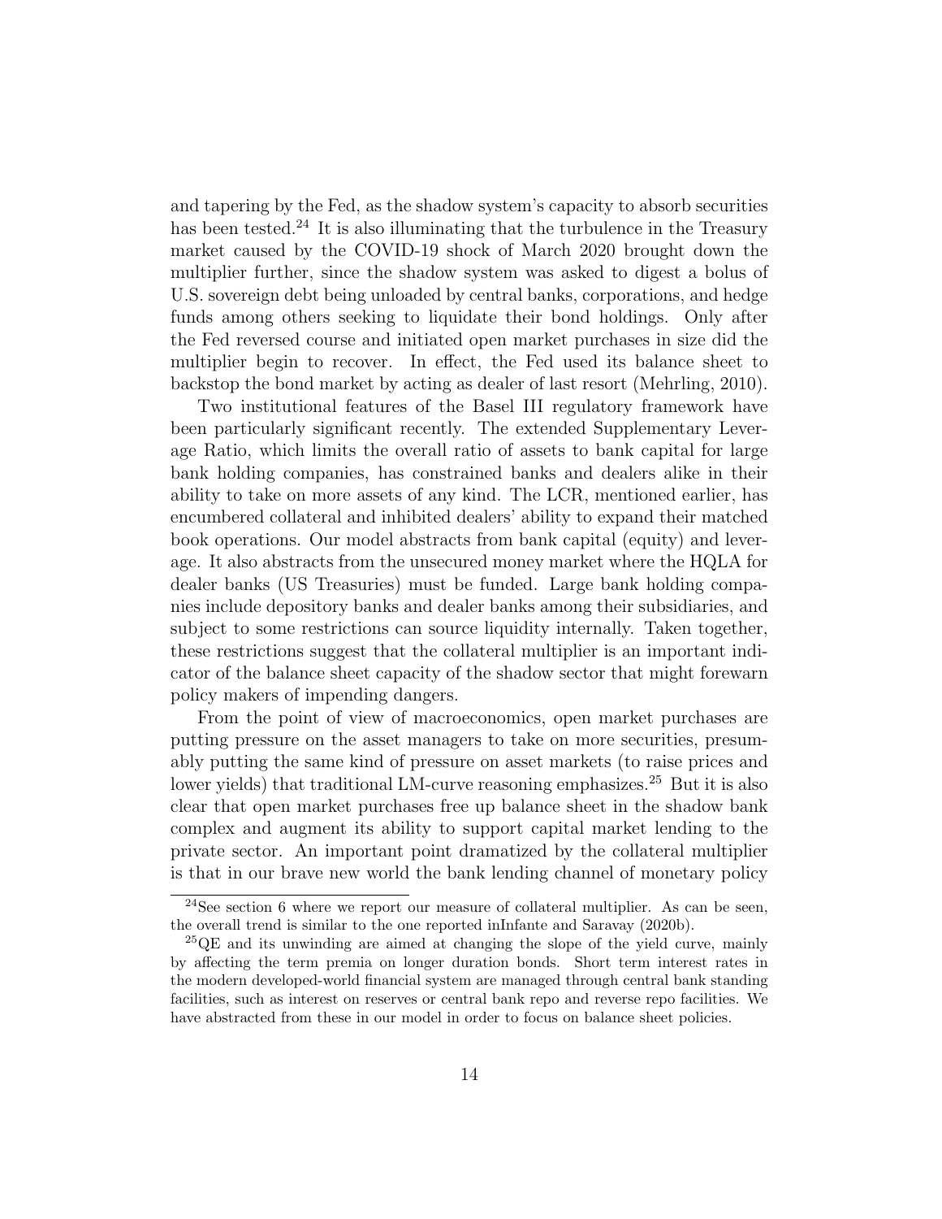and tapering by the Fed, as the shadow system's capacity to absorb securities has been tested.[24] It is also illuminating that the turbulence in the Treasury market caused by the COVID-19 shock of March 2020 brought down the multiplier further, since the shadow system was asked to digest a bolus of U.S. sovereign debt being unloaded by central banks, corporations, and hedge funds among others seeking to liquidate their bond holdings. Only after the Fed reversed course and initiated open market purchases in size did the multiplier begin to recover. In effect, the Fed used its balance sheet to backstop the bond market by acting as dealer of last resort (Mehrling, 2010).

Two institutional features of the Basel III regulatory framework have been particularly significant recently. The extended Supplementary Leverage Ratio, which limits the overall ratio of assets to bank capital for large bank holding companies, has constrained banks and dealers alike in their ability to take on more assets of any kind. The LCR, mentioned earlier, has encumbered collateral and inhibited dealers' ability to expand their matched book operations. Our model abstracts from bank capital (equity) and leverage. It also abstracts from the unsecured money market where the HQLA for dealer banks (US Treasuries) must be funded. Large bank holding companies include depository banks and dealer banks among their subsidiaries, and subject to some restrictions can source liquidity internally. Taken together, these restrictions suggest that the collateral multiplier is an important indicator of the balance sheet capacity of the shadow sector that might forewarn policy makers of impending dangers.

From the point of view of macroeconomics, open market purchases are putting pressure on the asset managers to take on more securities, presumably putting the same kind of pressure on asset markets (to raise prices and lower yields) that traditional LM-curve reasoning emphasizes.[25] But it is also clear that open market purchases free up balance sheet in the shadow bank complex and augment its ability to support capital market lending to the private sector. An important point dramatized by the collateral multiplier is that in our brave new world the bank lending channel of monetary policy

[24] See section 6 where we report our measure of collateral multiplier. As can be seen, the overall trend is similar to the one reported inInfante and Saravay (2020b).

[25] QE and its unwinding are aimed at changing the slope of the yield curve, mainly by affecting the term premia on longer duration bonds. Short term interest rates in the modern developed-world financial system are managed through central bank standing facilities, such as interest on reserves or central bank repo and reverse repo facilities. We have abstracted from these in our model in order to focus on balance sheet policies.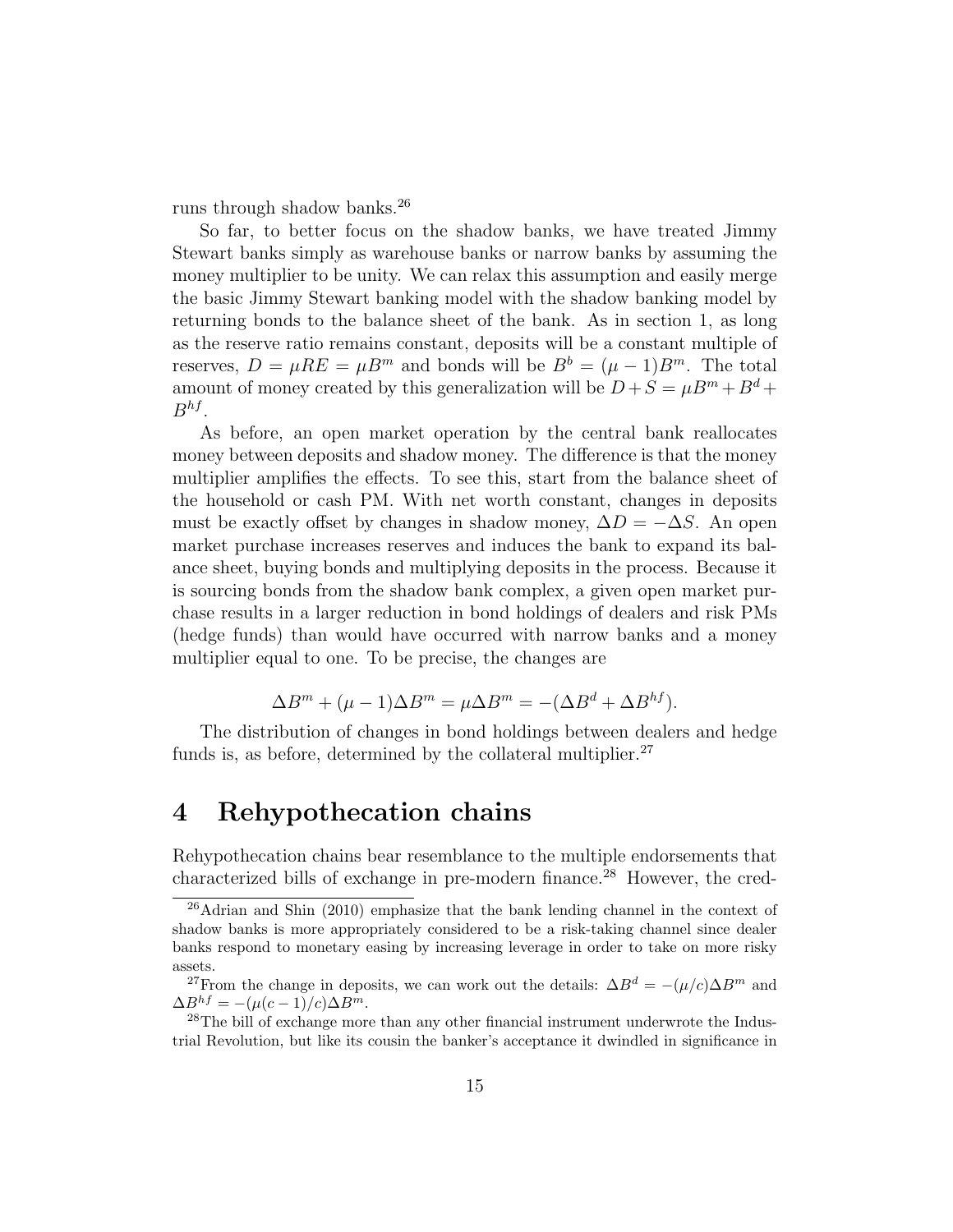runs through shadow banks.[26]

So far, to better focus on the shadow banks, we have treated Jimmy Stewart banks simply as warehouse banks or narrow banks by assuming the money multiplier to be unity. We can relax this assumption and easily merge the basic Jimmy Stewart banking model with the shadow banking model by returning bonds to the balance sheet of the bank. As in section 1, as long as the reserve ratio remains constant, deposits will be a constant multiple of reserves, $D = \mu RE = \mu B^m$ and bonds will be $B^b = (\mu - 1)B^m$. The total amount of money created by this generalization will be $D + S = \mu B^m + B^d + B^{hf}$.

As before, an open market operation by the central bank reallocates money between deposits and shadow money. The difference is that the money multiplier amplifies the effects. To see this, start from the balance sheet of the household or cash PM. With net worth constant, changes in deposits must be exactly offset by changes in shadow money, $\Delta D = -\Delta S$. An open market purchase increases reserves and induces the bank to expand its balance sheet, buying bonds and multiplying deposits in the process. Because it is sourcing bonds from the shadow bank complex, a given open market purchase results in a larger reduction in bond holdings of dealers and risk PMs (hedge funds) than would have occurred with narrow banks and a money multiplier equal to one. To be precise, the changes are

$$\Delta B^m + (\mu - 1)\Delta B^m = \mu \Delta B^m = -(\Delta B^d + \Delta B^{hf}).$$

The distribution of changes in bond holdings between dealers and hedge funds is, as before, determined by the collateral multiplier.[27]

# 4 Rehypothecation chains

Rehypothecation chains bear resemblance to the multiple endorsements that characterized bills of exchange in pre-modern finance.[28] However, the cred-

---

[26] Adrian and Shin (2010) emphasize that the bank lending channel in the context of shadow banks is more appropriately considered to be a risk-taking channel since dealer banks respond to monetary easing by increasing leverage in order to take on more risky assets.

[27] From the change in deposits, we can work out the details: $\Delta B^d = -(\mu/c)\Delta B^m$ and $\Delta B^{hf} = -(\mu(c-1)/c)\Delta B^m$.

[28] The bill of exchange more than any other financial instrument underwrote the Industrial Revolution, but like its cousin the banker's acceptance it dwindled in significance in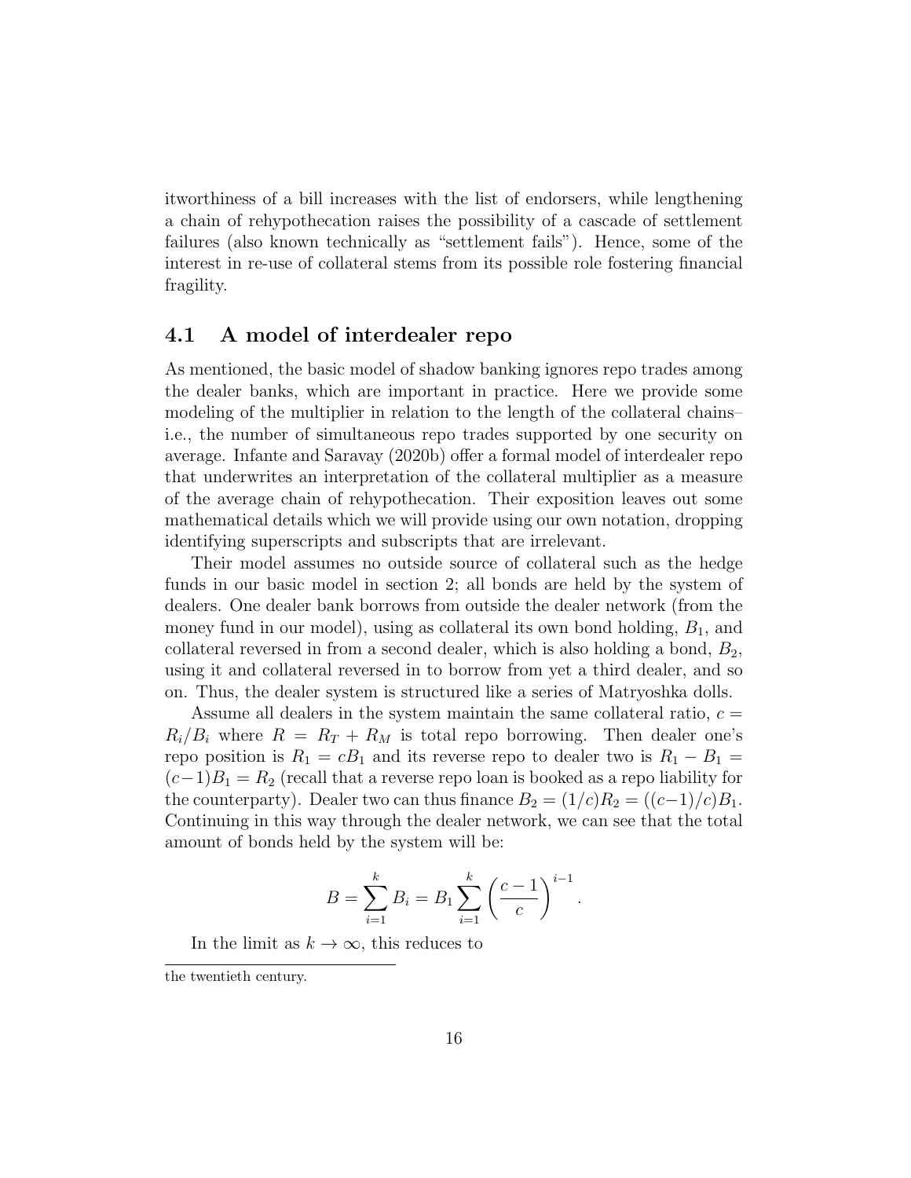itworthiness of a bill increases with the list of endorsers, while lengthening a chain of rehypothecation raises the possibility of a cascade of settlement failures (also known technically as "settlement fails"). Hence, some of the interest in re-use of collateral stems from its possible role fostering financial fragility.

## 4.1 A model of interdealer repo

As mentioned, the basic model of shadow banking ignores repo trades among the dealer banks, which are important in practice. Here we provide some modeling of the multiplier in relation to the length of the collateral chains– i.e., the number of simultaneous repo trades supported by one security on average. Infante and Saravay (2020b) offer a formal model of interdealer repo that underwrites an interpretation of the collateral multiplier as a measure of the average chain of rehypothecation. Their exposition leaves out some mathematical details which we will provide using our own notation, dropping identifying superscripts and subscripts that are irrelevant.

Their model assumes no outside source of collateral such as the hedge funds in our basic model in section 2; all bonds are held by the system of dealers. One dealer bank borrows from outside the dealer network (from the money fund in our model), using as collateral its own bond holding, $B_1$, and collateral reversed in from a second dealer, which is also holding a bond, $B_2$, using it and collateral reversed in to borrow from yet a third dealer, and so on. Thus, the dealer system is structured like a series of Matryoshka dolls.

Assume all dealers in the system maintain the same collateral ratio, $c = R_i/B_i$ where $R = R_T + R_M$ is total repo borrowing. Then dealer one's repo position is $R_1 = cB_1$ and its reverse repo to dealer two is $R_1 - B_1 = (c-1)B_1 = R_2$ (recall that a reverse repo loan is booked as a repo liability for the counterparty). Dealer two can thus finance $B_2 = (1/c)R_2 = ((c-1)/c)B_1$. Continuing in this way through the dealer network, we can see that the total amount of bonds held by the system will be:

$$B = \sum_{i=1}^{k} B_i = B_1 \sum_{i=1}^{k} \left( \frac{c-1}{c} \right)^{i-1}.$$

In the limit as $k \to \infty$, this reduces to

the twentieth century.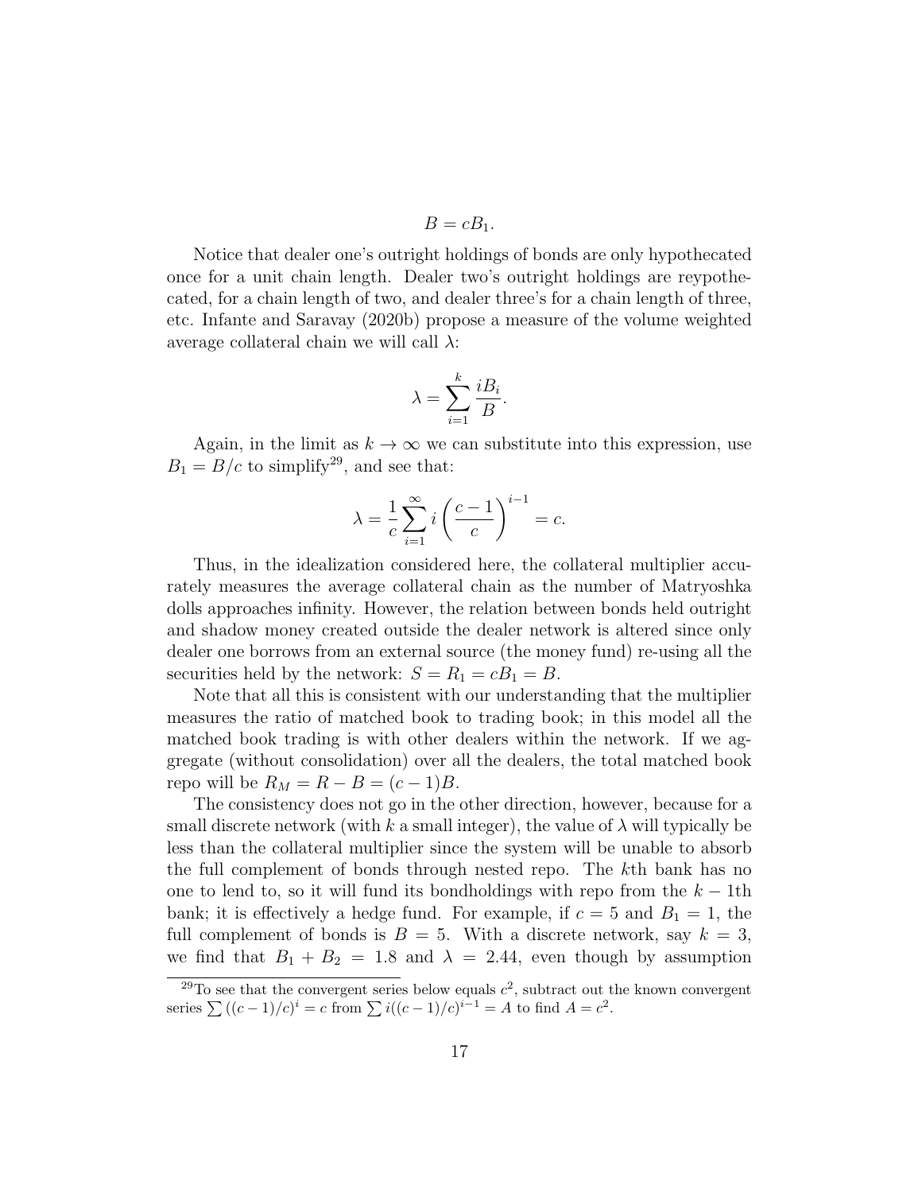$$B = cB_1.$$

Notice that dealer one's outright holdings of bonds are only hypothecated once for a unit chain length. Dealer two's outright holdings are reypothecated, for a chain length of two, and dealer three's for a chain length of three, etc. Infante and Saravay (2020b) propose a measure of the volume weighted average collateral chain we will call $\lambda$:

$$\lambda = \sum_{i=1}^{k} \frac{iB_i}{B}.$$

Again, in the limit as $k \to \infty$ we can substitute into this expression, use $B_1 = B/c$ to simplify[29], and see that:

$$\lambda = \frac{1}{c} \sum_{i=1}^{\infty} i \left( \frac{c-1}{c} \right)^{i-1} = c.$$

Thus, in the idealization considered here, the collateral multiplier accurately measures the average collateral chain as the number of Matryoshka dolls approaches infinity. However, the relation between bonds held outright and shadow money created outside the dealer network is altered since only dealer one borrows from an external source (the money fund) re-using all the securities held by the network: $S = R_1 = cB_1 = B$.

Note that all this is consistent with our understanding that the multiplier measures the ratio of matched book to trading book; in this model all the matched book trading is with other dealers within the network. If we aggregate (without consolidation) over all the dealers, the total matched book repo will be $R_M = R - B = (c-1)B$.

The consistency does not go in the other direction, however, because for a small discrete network (with $k$ a small integer), the value of $\lambda$ will typically be less than the collateral multiplier since the system will be unable to absorb the full complement of bonds through nested repo. The $k$th bank has no one to lend to, so it will fund its bondholdings with repo from the $k-1$th bank; it is effectively a hedge fund. For example, if $c = 5$ and $B_1 = 1$, the full complement of bonds is $B = 5$. With a discrete network, say $k = 3$, we find that $B_1 + B_2 = 1.8$ and $\lambda = 2.44$, even though by assumption

[29] To see that the convergent series below equals $c^2$, subtract out the known convergent series $\sum ((c-1)/c)^i = c$ from $\sum i((c-1)/c)^{i-1} = A$ to find $A = c^2$.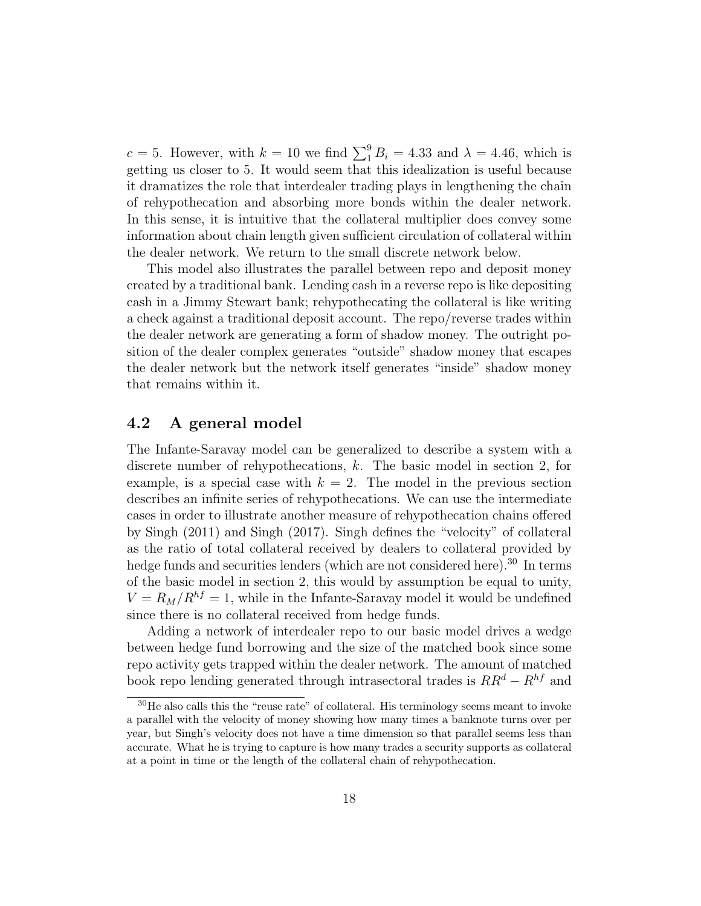$c = 5$. However, with $k = 10$ we find $\sum_1^9 B_i = 4.33$ and $\lambda = 4.46$, which is getting us closer to 5. It would seem that this idealization is useful because it dramatizes the role that interdealer trading plays in lengthening the chain of rehypothecation and absorbing more bonds within the dealer network. In this sense, it is intuitive that the collateral multiplier does convey some information about chain length given sufficient circulation of collateral within the dealer network. We return to the small discrete network below.

This model also illustrates the parallel between repo and deposit money created by a traditional bank. Lending cash in a reverse repo is like depositing cash in a Jimmy Stewart bank; rehypothecating the collateral is like writing a check against a traditional deposit account. The repo/reverse trades within the dealer network are generating a form of shadow money. The outright position of the dealer complex generates "outside" shadow money that escapes the dealer network but the network itself generates "inside" shadow money that remains within it.

## 4.2 A general model

The Infante-Saravay model can be generalized to describe a system with a discrete number of rehypothecations, $k$. The basic model in section 2, for example, is a special case with $k = 2$. The model in the previous section describes an infinite series of rehypothecations. We can use the intermediate cases in order to illustrate another measure of rehypothecation chains offered by Singh (2011) and Singh (2017). Singh defines the "velocity" of collateral as the ratio of total collateral received by dealers to collateral provided by hedge funds and securities lenders (which are not considered here).[30] In terms of the basic model in section 2, this would by assumption be equal to unity, $V = R_M/R^{hf} = 1$, while in the Infante-Saravay model it would be undefined since there is no collateral received from hedge funds.

Adding a network of interdealer repo to our basic model drives a wedge between hedge fund borrowing and the size of the matched book since some repo activity gets trapped within the dealer network. The amount of matched book repo lending generated through intrasectoral trades is $RR^d - R^{hf}$ and

[30] He also calls this the "reuse rate" of collateral. His terminology seems meant to invoke a parallel with the velocity of money showing how many times a banknote turns over per year, but Singh's velocity does not have a time dimension so that parallel seems less than accurate. What he is trying to capture is how many trades a security supports as collateral at a point in time or the length of the collateral chain of rehypothecation.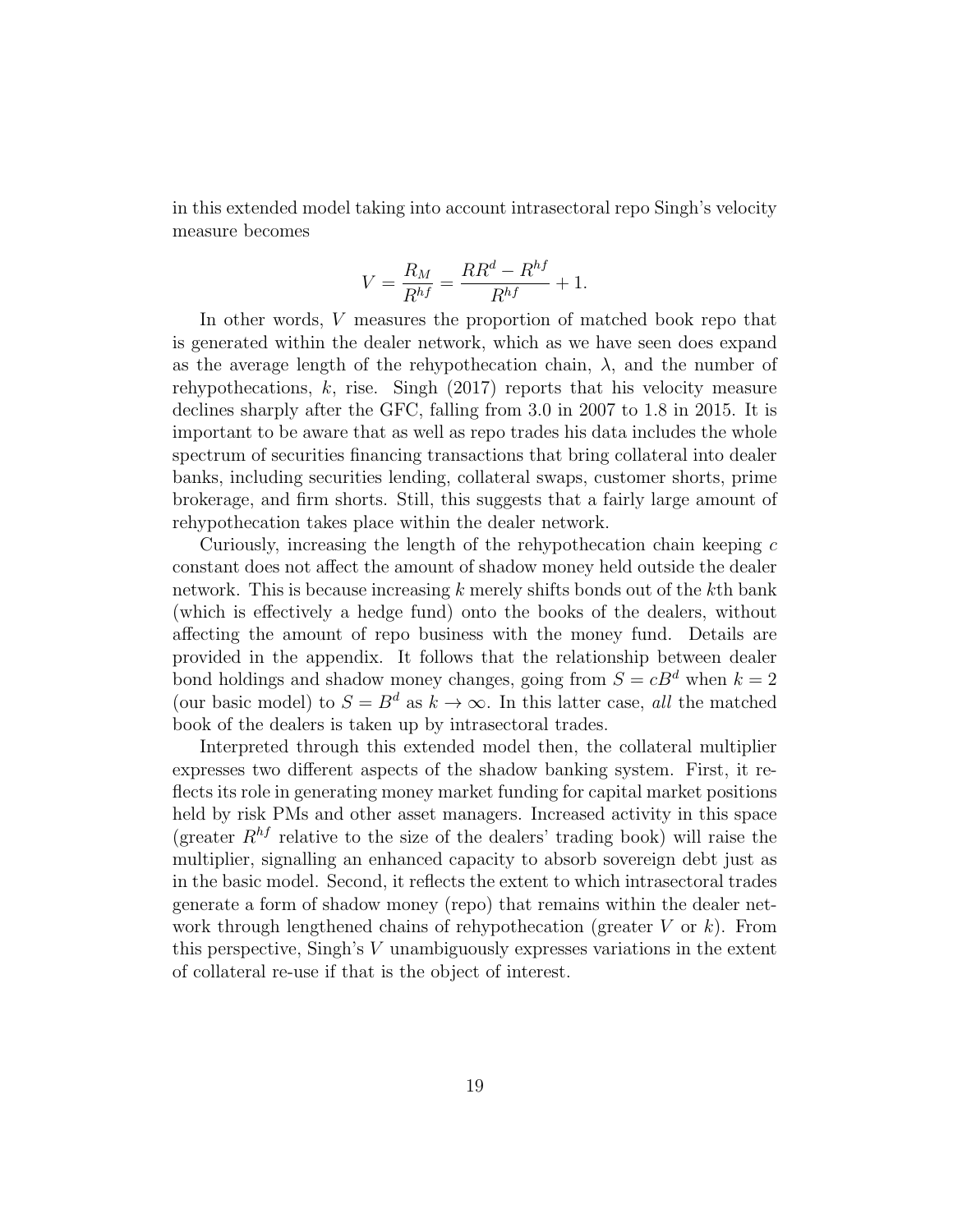in this extended model taking into account intrasectoral repo Singh's velocity measure becomes

$$V = \frac{R_M}{R^{hf}} = \frac{RR^d - R^{hf}}{R^{hf}} + 1.$$

In other words, $V$ measures the proportion of matched book repo that is generated within the dealer network, which as we have seen does expand as the average length of the rehypothecation chain, $\lambda$, and the number of rehypothecations, $k$, rise. Singh (2017) reports that his velocity measure declines sharply after the GFC, falling from 3.0 in 2007 to 1.8 in 2015. It is important to be aware that as well as repo trades his data includes the whole spectrum of securities financing transactions that bring collateral into dealer banks, including securities lending, collateral swaps, customer shorts, prime brokerage, and firm shorts. Still, this suggests that a fairly large amount of rehypothecation takes place within the dealer network.

Curiously, increasing the length of the rehypothecation chain keeping $c$ constant does not affect the amount of shadow money held outside the dealer network. This is because increasing $k$ merely shifts bonds out of the $k$th bank (which is effectively a hedge fund) onto the books of the dealers, without affecting the amount of repo business with the money fund. Details are provided in the appendix. It follows that the relationship between dealer bond holdings and shadow money changes, going from $S = cB^d$ when $k = 2$ (our basic model) to $S = B^d$ as $k \to \infty$. In this latter case, *all* the matched book of the dealers is taken up by intrasectoral trades.

Interpreted through this extended model then, the collateral multiplier expresses two different aspects of the shadow banking system. First, it reflects its role in generating money market funding for capital market positions held by risk PMs and other asset managers. Increased activity in this space (greater $R^{hf}$ relative to the size of the dealers' trading book) will raise the multiplier, signalling an enhanced capacity to absorb sovereign debt just as in the basic model. Second, it reflects the extent to which intrasectoral trades generate a form of shadow money (repo) that remains within the dealer network through lengthened chains of rehypothecation (greater $V$ or $k$). From this perspective, Singh's $V$ unambiguously expresses variations in the extent of collateral re-use if that is the object of interest.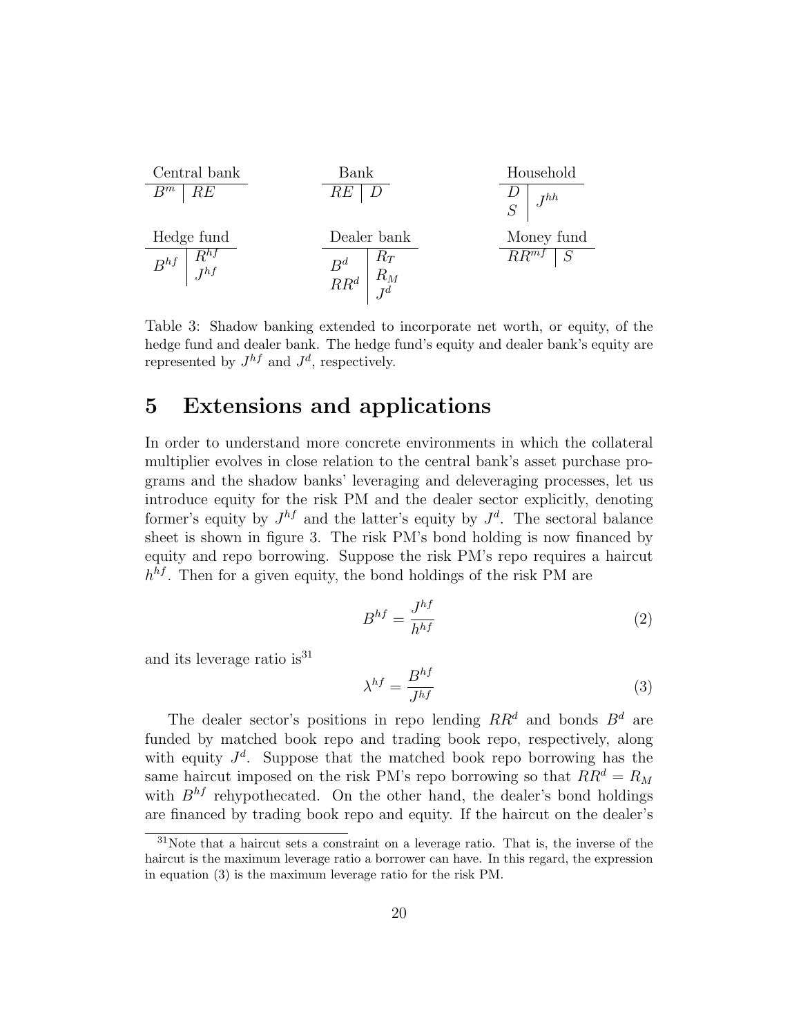| Central bank | |
|---|---|
| $B^m$ | $RE$ |

| Bank | |
|---|---|
| $RE$ | $D$ |

| Household | |
|---|---|
| $D$ <br> $S$ | $J^{hh}$ |

| Hedge fund | |
|---|---|
| $B^{hf}$ | $R^{hf}$ <br> $J^{hf}$ |

| Dealer bank | |
|---|---|
| $B^d$ <br> $RR^d$ | $R_T$ <br> $R_M$ <br> $J^d$ |

| Money fund | |
|---|---|
| $RR^{mf}$ | $S$ |

Table 3: Shadow banking extended to incorporate net worth, or equity, of the hedge fund and dealer bank. The hedge fund's equity and dealer bank's equity are represented by $J^{hf}$ and $J^d$, respectively.

# 5 Extensions and applications

In order to understand more concrete environments in which the collateral multiplier evolves in close relation to the central bank's asset purchase programs and the shadow banks' leveraging and deleveraging processes, let us introduce equity for the risk PM and the dealer sector explicitly, denoting former's equity by $J^{hf}$ and the latter's equity by $J^d$. The sectoral balance sheet is shown in figure 3. The risk PM's bond holding is now financed by equity and repo borrowing. Suppose the risk PM's repo requires a haircut $h^{hf}$. Then for a given equity, the bond holdings of the risk PM are

$$B^{hf} = \frac{J^{hf}}{h^{hf}} \tag{2}$$

and its leverage ratio is[31]

$$\lambda^{hf} = \frac{B^{hf}}{J^{hf}} \tag{3}$$

The dealer sector's positions in repo lending $RR^d$ and bonds $B^d$ are funded by matched book repo and trading book repo, respectively, along with equity $J^d$. Suppose that the matched book repo borrowing has the same haircut imposed on the risk PM's repo borrowing so that $RR^d = R_M$ with $B^{hf}$ rehypothecated. On the other hand, the dealer's bond holdings are financed by trading book repo and equity. If the haircut on the dealer's

[31] Note that a haircut sets a constraint on a leverage ratio. That is, the inverse of the haircut is the maximum leverage ratio a borrower can have. In this regard, the expression in equation (3) is the maximum leverage ratio for the risk PM.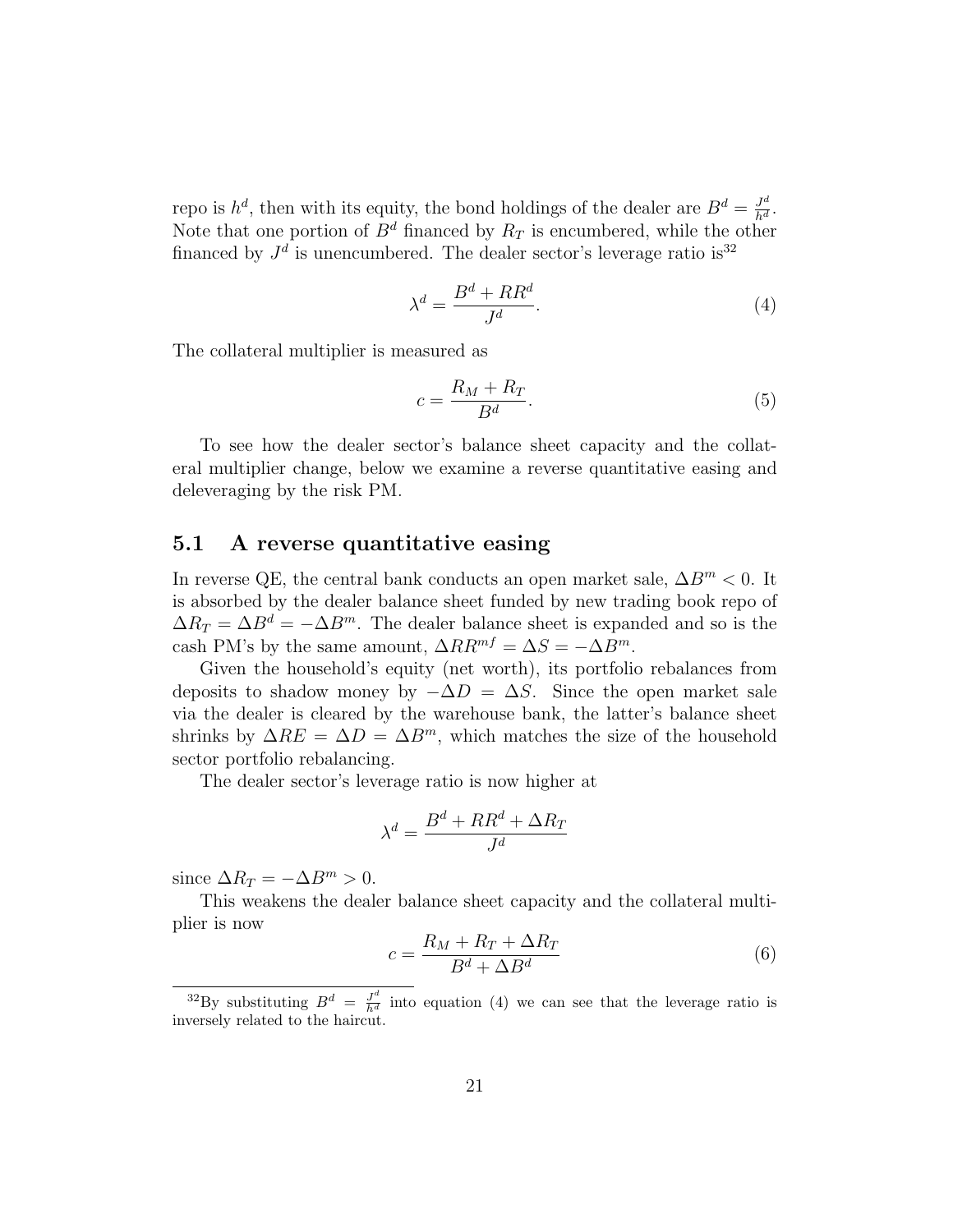repo is $h^d$, then with its equity, the bond holdings of the dealer are $B^d = \frac{J^d}{h^d}$. Note that one portion of $B^d$ financed by $R_T$ is encumbered, while the other financed by $J^d$ is unencumbered. The dealer sector's leverage ratio is[32]

$$\lambda^d = \frac{B^d + RR^d}{J^d}. \tag{4}$$

The collateral multiplier is measured as

$$c = \frac{R_M + R_T}{B^d}. \tag{5}$$

To see how the dealer sector's balance sheet capacity and the collateral multiplier change, below we examine a reverse quantitative easing and deleveraging by the risk PM.

## 5.1 A reverse quantitative easing

In reverse QE, the central bank conducts an open market sale, $\Delta B^m < 0$. It is absorbed by the dealer balance sheet funded by new trading book repo of $\Delta R_T = \Delta B^d = -\Delta B^m$. The dealer balance sheet is expanded and so is the cash PM's by the same amount, $\Delta RR^{mf} = \Delta S = -\Delta B^m$.

Given the household's equity (net worth), its portfolio rebalances from deposits to shadow money by $-\Delta D = \Delta S$. Since the open market sale via the dealer is cleared by the warehouse bank, the latter's balance sheet shrinks by $\Delta RE = \Delta D = \Delta B^m$, which matches the size of the household sector portfolio rebalancing.

The dealer sector's leverage ratio is now higher at

$$\lambda^d = \frac{B^d + RR^d + \Delta R_T}{J^d}$$

since $\Delta R_T = -\Delta B^m > 0$.

This weakens the dealer balance sheet capacity and the collateral multiplier is now

$$c = \frac{R_M + R_T + \Delta R_T}{B^d + \Delta B^d} \tag{6}$$

[32]By substituting $B^d = \frac{J^d}{h^d}$ into equation (4) we can see that the leverage ratio is inversely related to the haircut.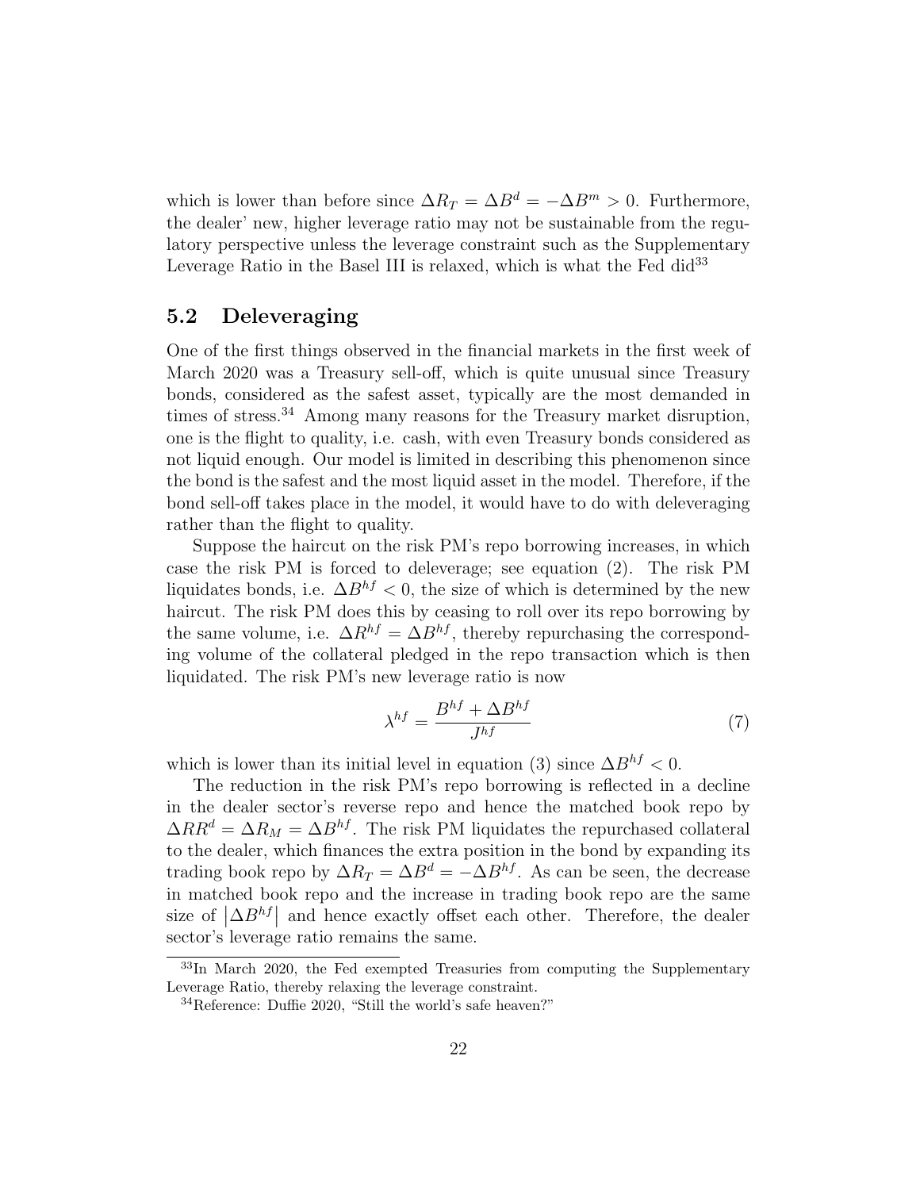which is lower than before since $\Delta R_T = \Delta B^d = -\Delta B^m > 0$. Furthermore, the dealer' new, higher leverage ratio may not be sustainable from the regulatory perspective unless the leverage constraint such as the Supplementary Leverage Ratio in the Basel III is relaxed, which is what the Fed did[33]

## 5.2 Deleveraging

One of the first things observed in the financial markets in the first week of March 2020 was a Treasury sell-off, which is quite unusual since Treasury bonds, considered as the safest asset, typically are the most demanded in times of stress.[34] Among many reasons for the Treasury market disruption, one is the flight to quality, i.e. cash, with even Treasury bonds considered as not liquid enough. Our model is limited in describing this phenomenon since the bond is the safest and the most liquid asset in the model. Therefore, if the bond sell-off takes place in the model, it would have to do with deleveraging rather than the flight to quality.

Suppose the haircut on the risk PM's repo borrowing increases, in which case the risk PM is forced to deleverage; see equation (2). The risk PM liquidates bonds, i.e. $\Delta B^{hf} < 0$, the size of which is determined by the new haircut. The risk PM does this by ceasing to roll over its repo borrowing by the same volume, i.e. $\Delta R^{hf} = \Delta B^{hf}$, thereby repurchasing the corresponding volume of the collateral pledged in the repo transaction which is then liquidated. The risk PM's new leverage ratio is now

$$\lambda^{hf} = \frac{B^{hf} + \Delta B^{hf}}{J^{hf}} \tag{7}$$

which is lower than its initial level in equation (3) since $\Delta B^{hf} < 0$.

The reduction in the risk PM's repo borrowing is reflected in a decline in the dealer sector's reverse repo and hence the matched book repo by $\Delta RR^d = \Delta R_M = \Delta B^{hf}$. The risk PM liquidates the repurchased collateral to the dealer, which finances the extra position in the bond by expanding its trading book repo by $\Delta R_T = \Delta B^d = -\Delta B^{hf}$. As can be seen, the decrease in matched book repo and the increase in trading book repo are the same size of $\left|\Delta B^{hf}\right|$ and hence exactly offset each other. Therefore, the dealer sector's leverage ratio remains the same.

---

[33] In March 2020, the Fed exempted Treasuries from computing the Supplementary Leverage Ratio, thereby relaxing the leverage constraint.

[34] Reference: Duffie 2020, "Still the world's safe heaven?"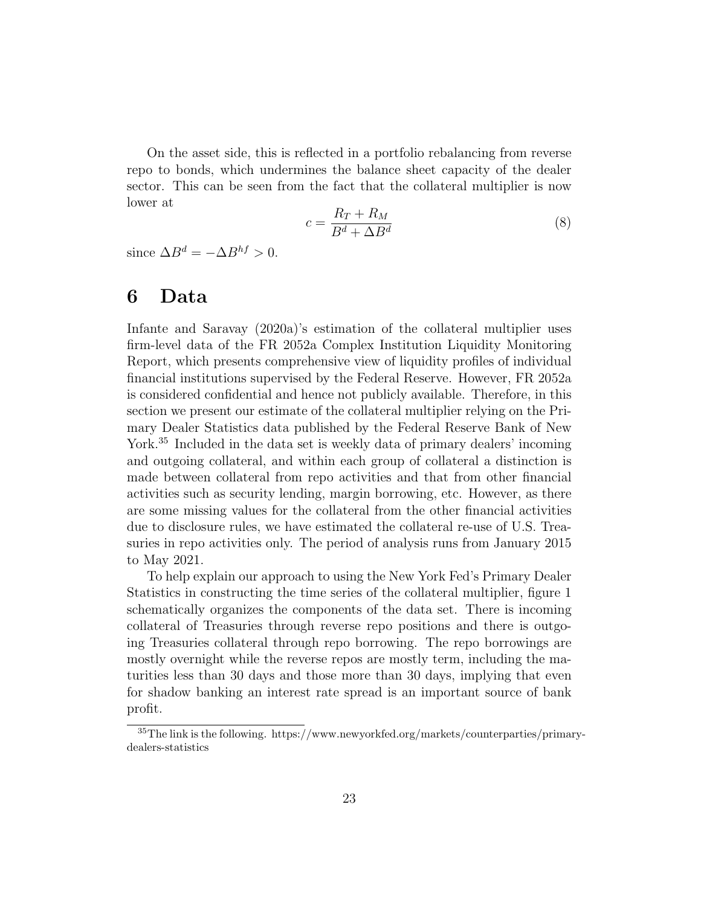On the asset side, this is reflected in a portfolio rebalancing from reverse repo to bonds, which undermines the balance sheet capacity of the dealer sector. This can be seen from the fact that the collateral multiplier is now lower at

$$c = \frac{R_T + R_M}{B^d + \Delta B^d} \tag{8}$$

since $\Delta B^d = -\Delta B^{hf} > 0$.

# 6 Data

Infante and Saravay (2020a)'s estimation of the collateral multiplier uses firm-level data of the FR 2052a Complex Institution Liquidity Monitoring Report, which presents comprehensive view of liquidity profiles of individual financial institutions supervised by the Federal Reserve. However, FR 2052a is considered confidential and hence not publicly available. Therefore, in this section we present our estimate of the collateral multiplier relying on the Primary Dealer Statistics data published by the Federal Reserve Bank of New York.[35] Included in the data set is weekly data of primary dealers' incoming and outgoing collateral, and within each group of collateral a distinction is made between collateral from repo activities and that from other financial activities such as security lending, margin borrowing, etc. However, as there are some missing values for the collateral from the other financial activities due to disclosure rules, we have estimated the collateral re-use of U.S. Treasuries in repo activities only. The period of analysis runs from January 2015 to May 2021.

To help explain our approach to using the New York Fed's Primary Dealer Statistics in constructing the time series of the collateral multiplier, figure 1 schematically organizes the components of the data set. There is incoming collateral of Treasuries through reverse repo positions and there is outgoing Treasuries collateral through repo borrowing. The repo borrowings are mostly overnight while the reverse repos are mostly term, including the maturities less than 30 days and those more than 30 days, implying that even for shadow banking an interest rate spread is an important source of bank profit.

[35] The link is the following. https://www.newyorkfed.org/markets/counterparties/primary-dealers-statistics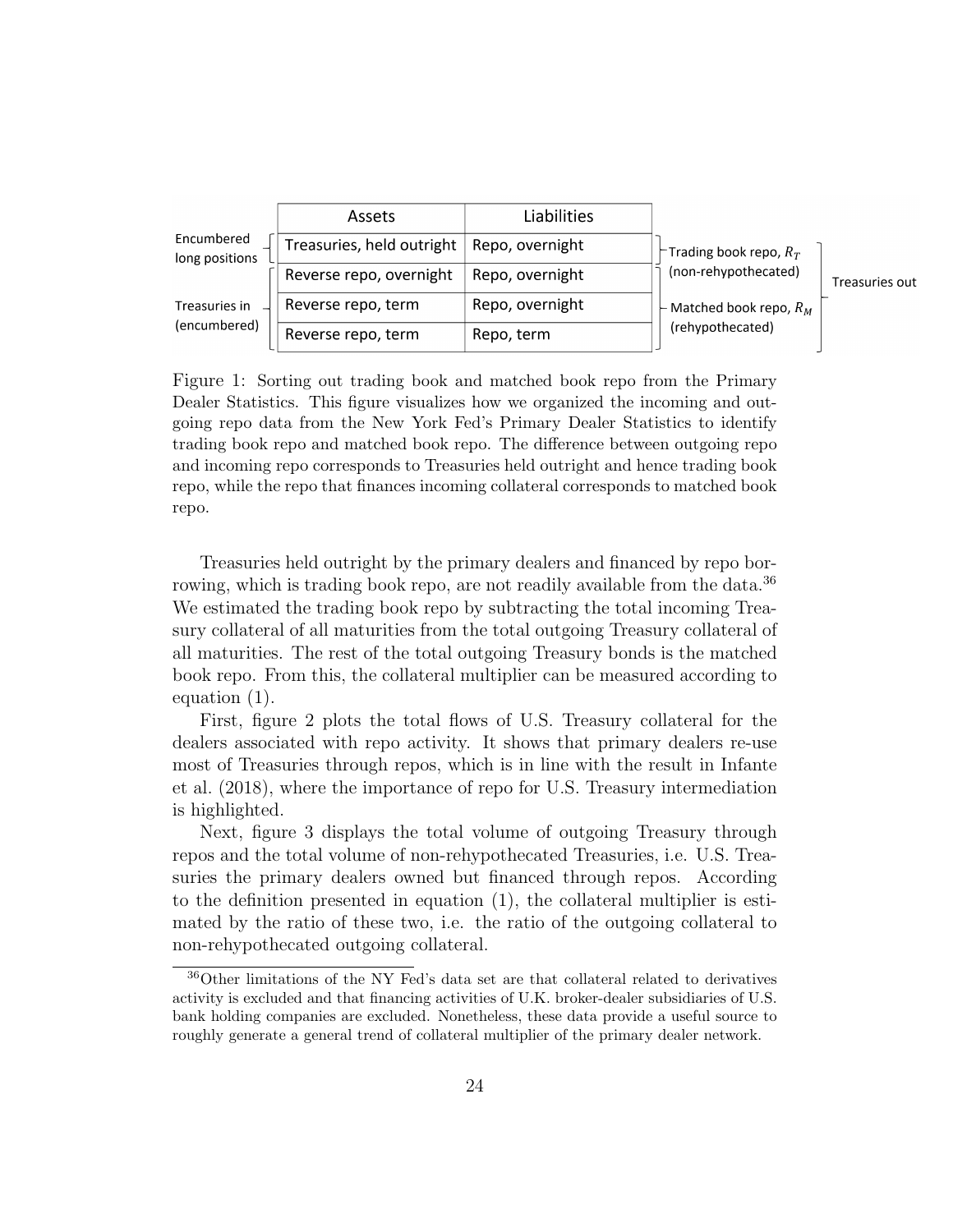| | Assets | Liabilities | | |
|---|---|---|---|---|
| Encumbered long positions | Treasuries, held outright | Repo, overnight | Trading book repo, $R_T$ (non-rehypothecated) | Treasuries out |
| Treasuries in (encumbered) | Reverse repo, overnight | Repo, overnight | Matched book repo, $R_M$ (rehypothecated) | |
| | Reverse repo, term | Repo, overnight | | |
| | Reverse repo, term | Repo, term | | |

Figure 1: Sorting out trading book and matched book repo from the Primary Dealer Statistics. This figure visualizes how we organized the incoming and outgoing repo data from the New York Fed's Primary Dealer Statistics to identify trading book repo and matched book repo. The difference between outgoing repo and incoming repo corresponds to Treasuries held outright and hence trading book repo, while the repo that finances incoming collateral corresponds to matched book repo.

Treasuries held outright by the primary dealers and financed by repo borrowing, which is trading book repo, are not readily available from the data.[36] We estimated the trading book repo by subtracting the total incoming Treasury collateral of all maturities from the total outgoing Treasury collateral of all maturities. The rest of the total outgoing Treasury bonds is the matched book repo. From this, the collateral multiplier can be measured according to equation (1).

First, figure 2 plots the total flows of U.S. Treasury collateral for the dealers associated with repo activity. It shows that primary dealers re-use most of Treasuries through repos, which is in line with the result in Infante et al. (2018), where the importance of repo for U.S. Treasury intermediation is highlighted.

Next, figure 3 displays the total volume of outgoing Treasury through repos and the total volume of non-rehypothecated Treasuries, i.e. U.S. Treasuries the primary dealers owned but financed through repos. According to the definition presented in equation (1), the collateral multiplier is estimated by the ratio of these two, i.e. the ratio of the outgoing collateral to non-rehypothecated outgoing collateral.

[36] Other limitations of the NY Fed's data set are that collateral related to derivatives activity is excluded and that financing activities of U.K. broker-dealer subsidiaries of U.S. bank holding companies are excluded. Nonetheless, these data provide a useful source to roughly generate a general trend of collateral multiplier of the primary dealer network.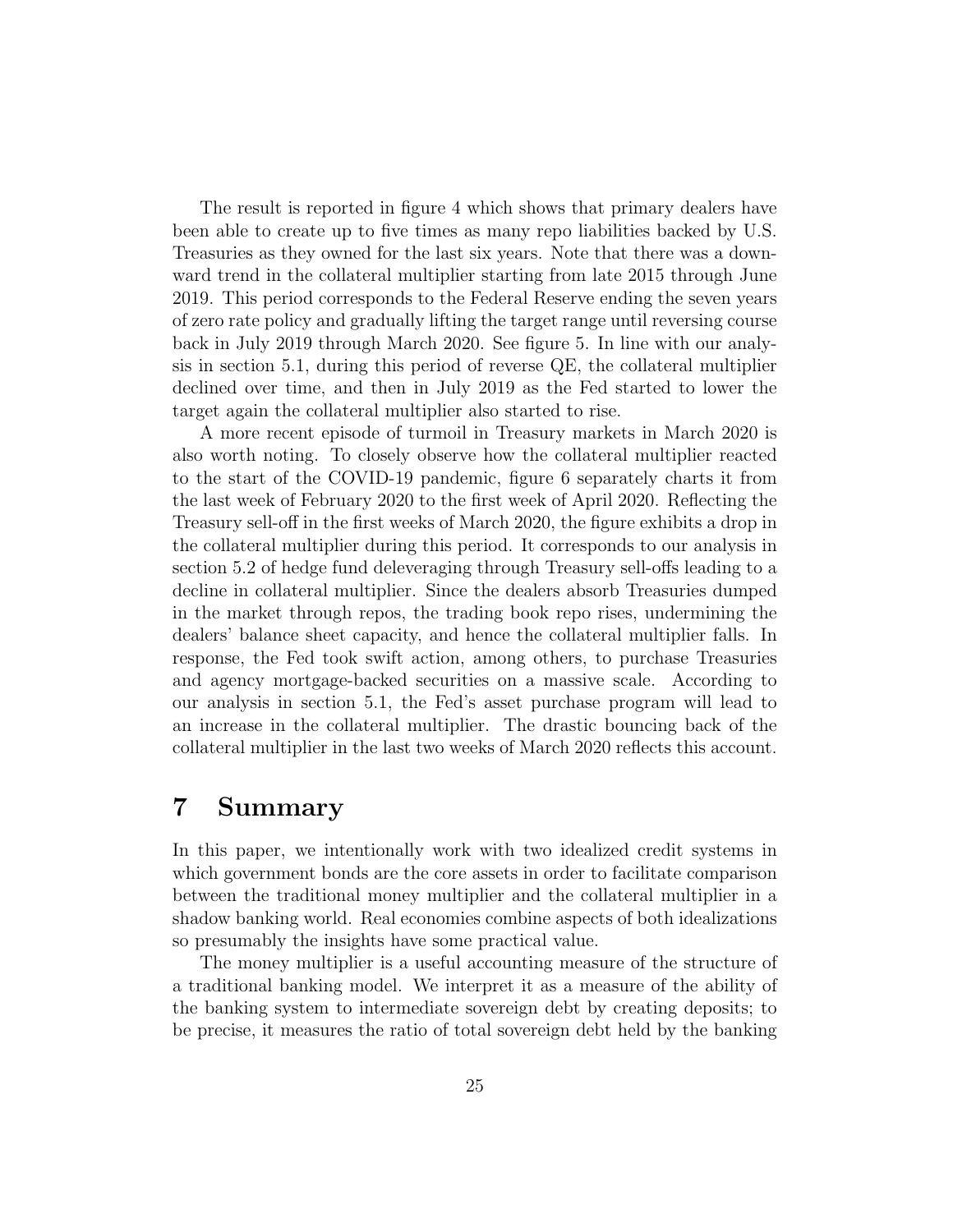The result is reported in figure 4 which shows that primary dealers have been able to create up to five times as many repo liabilities backed by U.S. Treasuries as they owned for the last six years. Note that there was a downward trend in the collateral multiplier starting from late 2015 through June 2019. This period corresponds to the Federal Reserve ending the seven years of zero rate policy and gradually lifting the target range until reversing course back in July 2019 through March 2020. See figure 5. In line with our analysis in section 5.1, during this period of reverse QE, the collateral multiplier declined over time, and then in July 2019 as the Fed started to lower the target again the collateral multiplier also started to rise.

A more recent episode of turmoil in Treasury markets in March 2020 is also worth noting. To closely observe how the collateral multiplier reacted to the start of the COVID-19 pandemic, figure 6 separately charts it from the last week of February 2020 to the first week of April 2020. Reflecting the Treasury sell-off in the first weeks of March 2020, the figure exhibits a drop in the collateral multiplier during this period. It corresponds to our analysis in section 5.2 of hedge fund deleveraging through Treasury sell-offs leading to a decline in collateral multiplier. Since the dealers absorb Treasuries dumped in the market through repos, the trading book repo rises, undermining the dealers' balance sheet capacity, and hence the collateral multiplier falls. In response, the Fed took swift action, among others, to purchase Treasuries and agency mortgage-backed securities on a massive scale. According to our analysis in section 5.1, the Fed's asset purchase program will lead to an increase in the collateral multiplier. The drastic bouncing back of the collateral multiplier in the last two weeks of March 2020 reflects this account.

# 7 Summary

In this paper, we intentionally work with two idealized credit systems in which government bonds are the core assets in order to facilitate comparison between the traditional money multiplier and the collateral multiplier in a shadow banking world. Real economies combine aspects of both idealizations so presumably the insights have some practical value.

The money multiplier is a useful accounting measure of the structure of a traditional banking model. We interpret it as a measure of the ability of the banking system to intermediate sovereign debt by creating deposits; to be precise, it measures the ratio of total sovereign debt held by the banking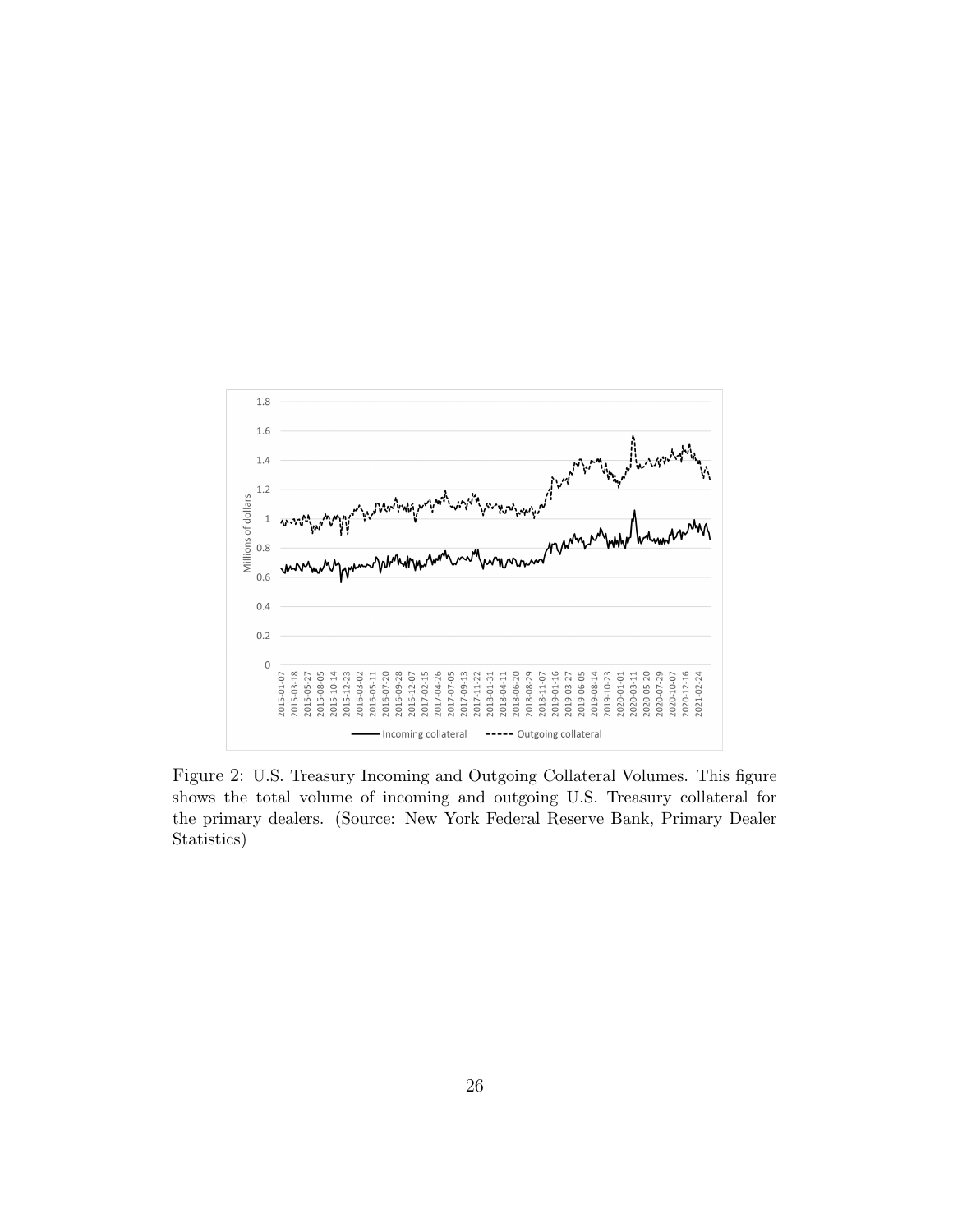Figure 2: U.S. Treasury Incoming and Outgoing Collateral Volumes. This figure shows the total volume of incoming and outgoing U.S. Treasury collateral for the primary dealers. (Source: New York Federal Reserve Bank, Primary Dealer Statistics)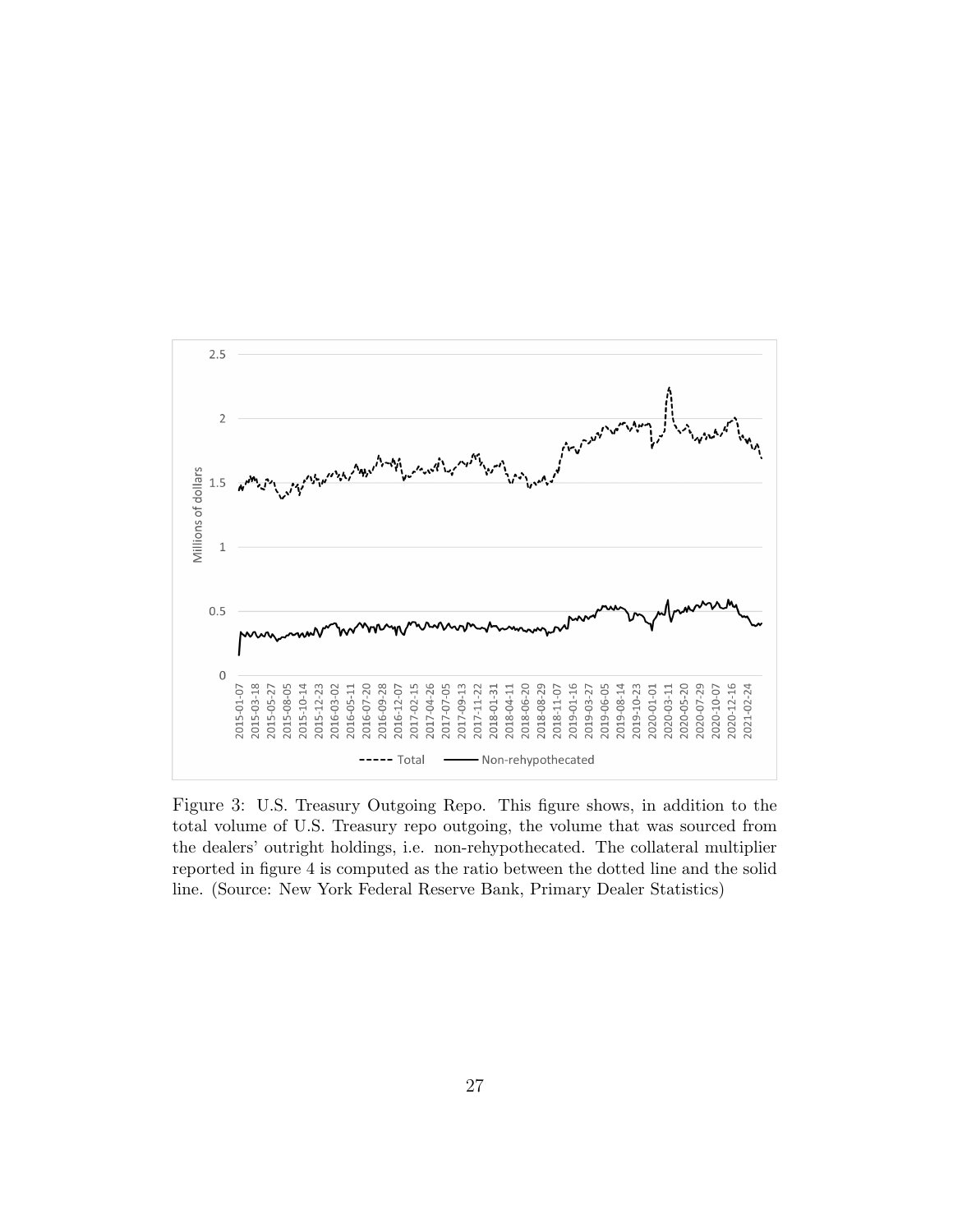Figure 3: U.S. Treasury Outgoing Repo. This figure shows, in addition to the total volume of U.S. Treasury repo outgoing, the volume that was sourced from the dealers' outright holdings, i.e. non-rehypothecated. The collateral multiplier reported in figure 4 is computed as the ratio between the dotted line and the solid line. (Source: New York Federal Reserve Bank, Primary Dealer Statistics)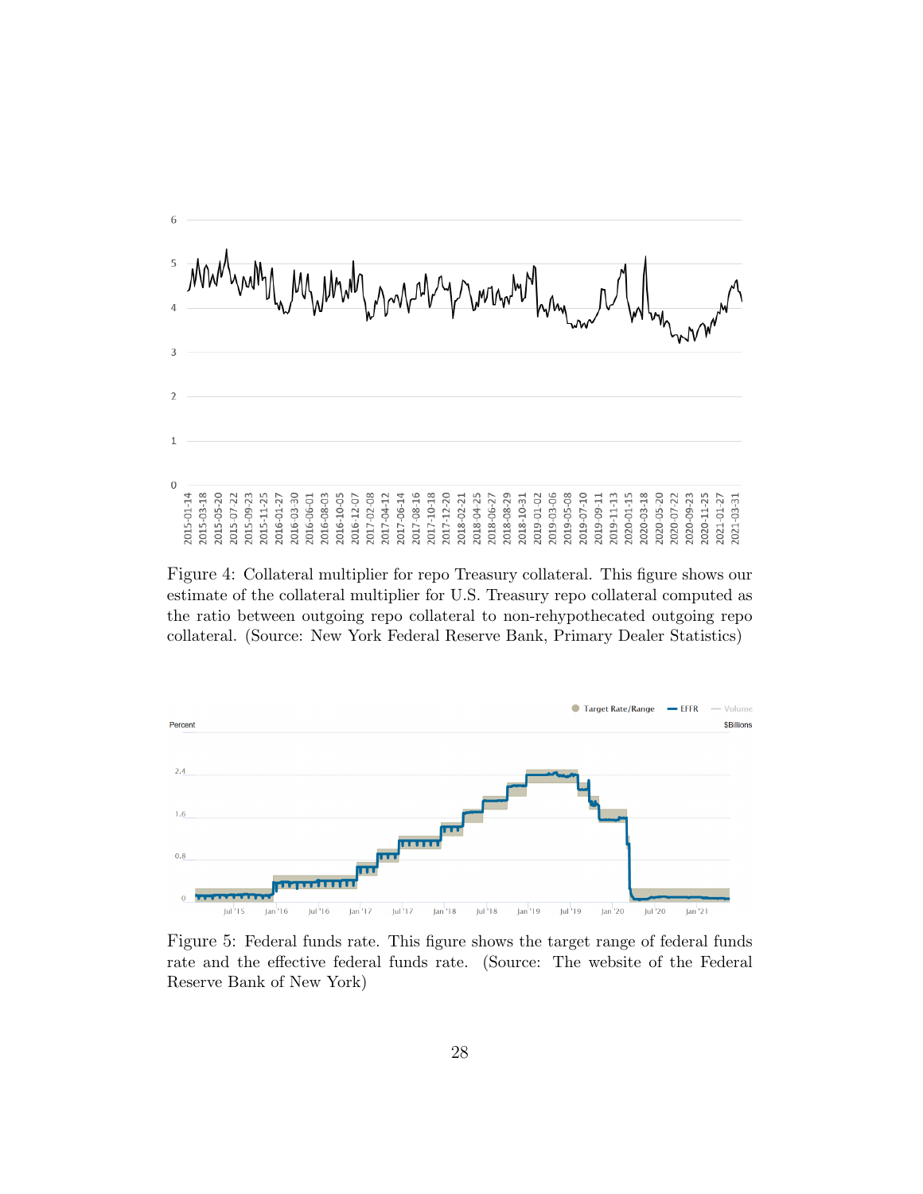Figure 4: Collateral multiplier for repo Treasury collateral. This figure shows our estimate of the collateral multiplier for U.S. Treasury repo collateral computed as the ratio between outgoing repo collateral to non-rehypothecated outgoing repo collateral. (Source: New York Federal Reserve Bank, Primary Dealer Statistics)

Figure 5: Federal funds rate. This figure shows the target range of federal funds rate and the effective federal funds rate. (Source: The website of the Federal Reserve Bank of New York)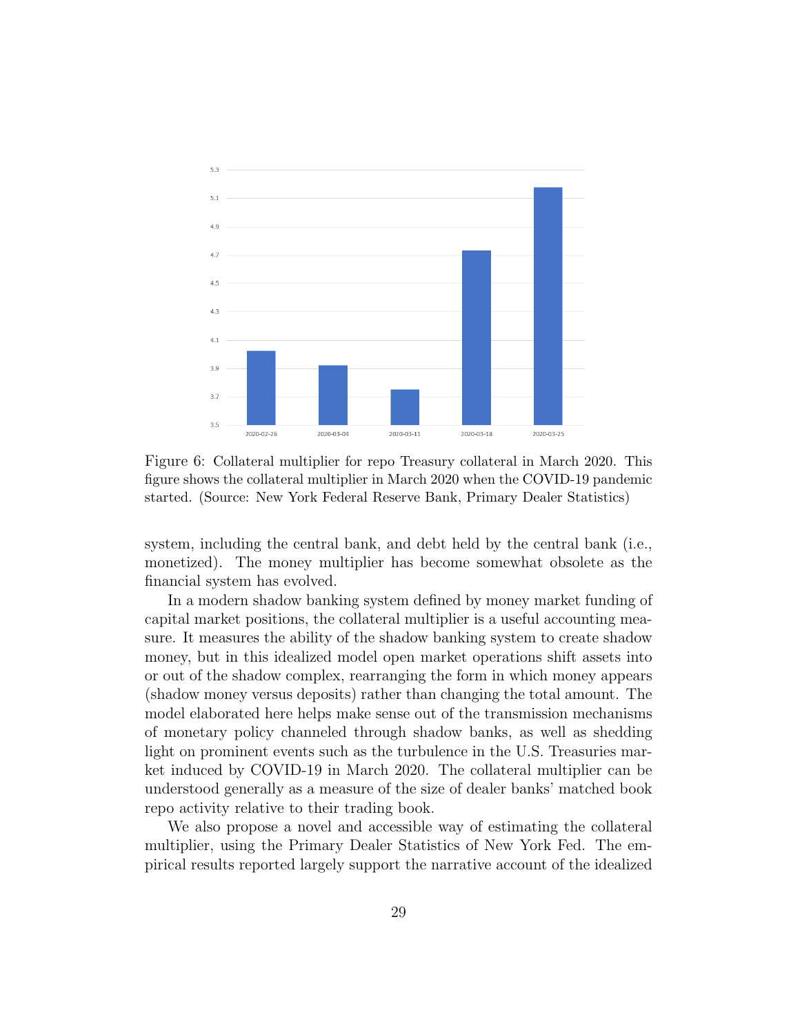Figure 6: Collateral multiplier for repo Treasury collateral in March 2020. This figure shows the collateral multiplier in March 2020 when the COVID-19 pandemic started. (Source: New York Federal Reserve Bank, Primary Dealer Statistics)

system, including the central bank, and debt held by the central bank (i.e., monetized). The money multiplier has become somewhat obsolete as the financial system has evolved.

In a modern shadow banking system defined by money market funding of capital market positions, the collateral multiplier is a useful accounting measure. It measures the ability of the shadow banking system to create shadow money, but in this idealized model open market operations shift assets into or out of the shadow complex, rearranging the form in which money appears (shadow money versus deposits) rather than changing the total amount. The model elaborated here helps make sense out of the transmission mechanisms of monetary policy channeled through shadow banks, as well as shedding light on prominent events such as the turbulence in the U.S. Treasuries market induced by COVID-19 in March 2020. The collateral multiplier can be understood generally as a measure of the size of dealer banks' matched book repo activity relative to their trading book.

We also propose a novel and accessible way of estimating the collateral multiplier, using the Primary Dealer Statistics of New York Fed. The empirical results reported largely support the narrative account of the idealized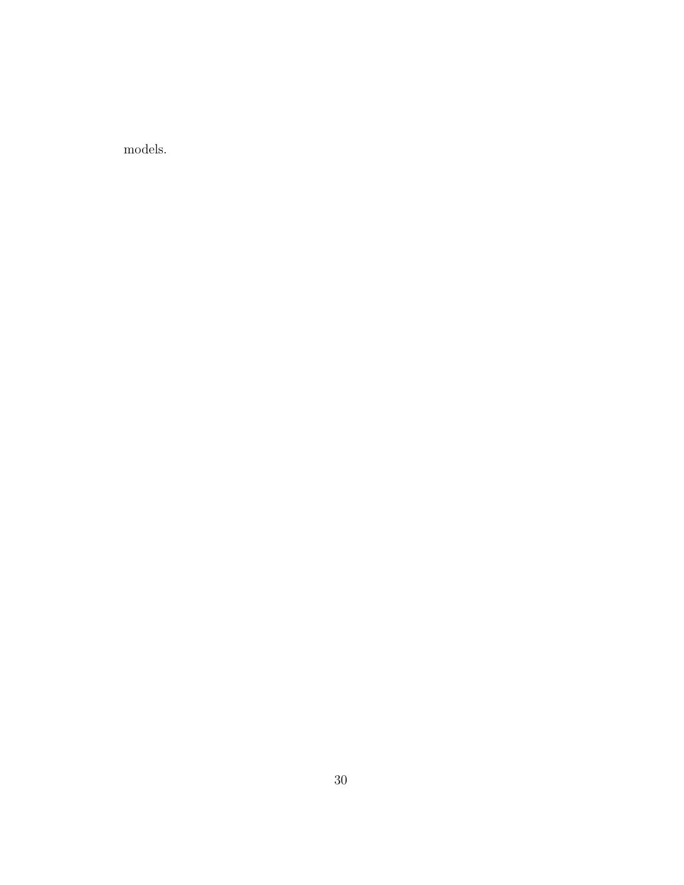models.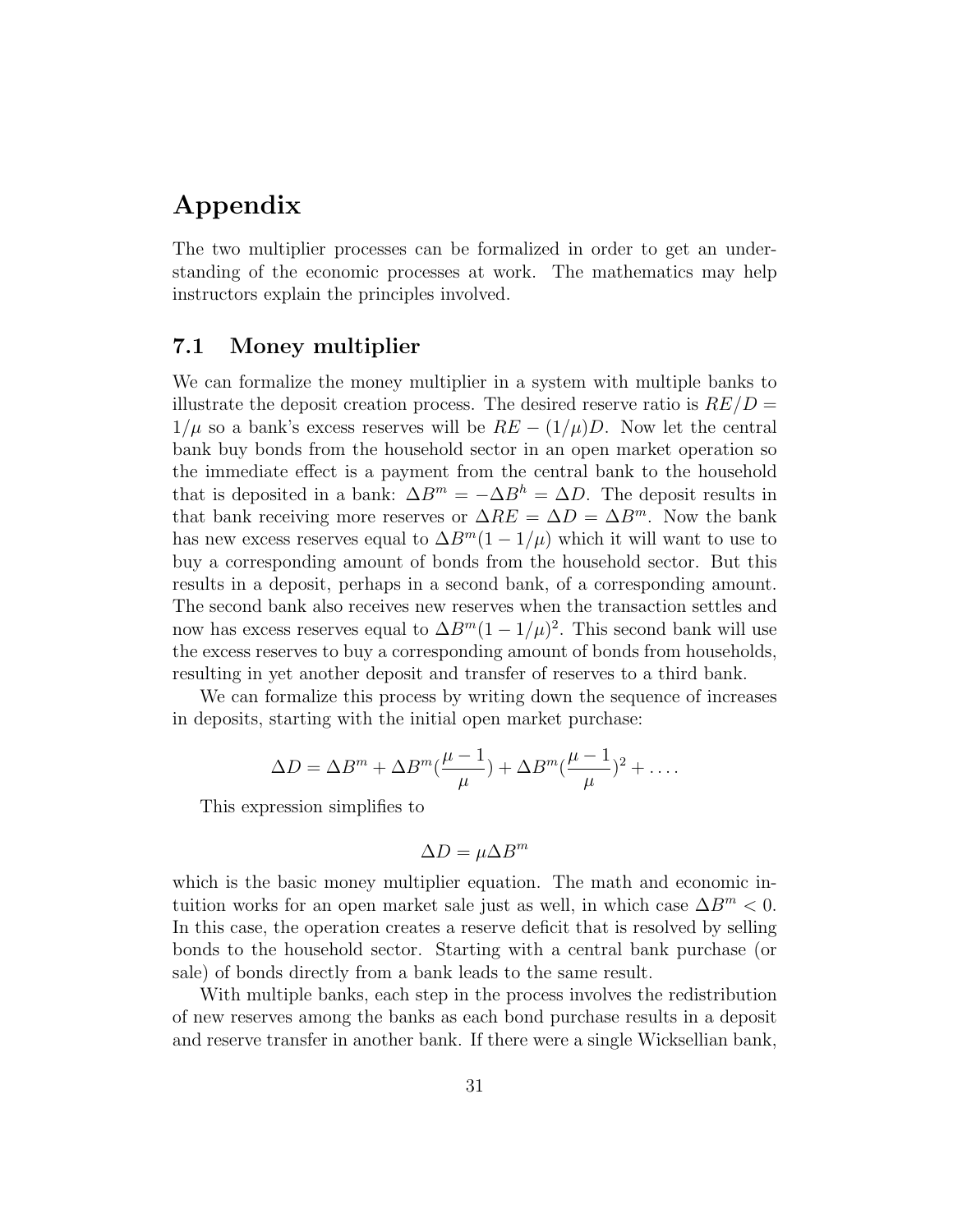# Appendix

The two multiplier processes can be formalized in order to get an understanding of the economic processes at work. The mathematics may help instructors explain the principles involved.

## 7.1 Money multiplier

We can formalize the money multiplier in a system with multiple banks to illustrate the deposit creation process. The desired reserve ratio is $RE/D = 1/\mu$ so a bank's excess reserves will be $RE - (1/\mu)D$. Now let the central bank buy bonds from the household sector in an open market operation so the immediate effect is a payment from the central bank to the household that is deposited in a bank: $\Delta B^m = -\Delta B^h = \Delta D$. The deposit results in that bank receiving more reserves or $\Delta RE = \Delta D = \Delta B^m$. Now the bank has new excess reserves equal to $\Delta B^m(1 - 1/\mu)$ which it will want to use to buy a corresponding amount of bonds from the household sector. But this results in a deposit, perhaps in a second bank, of a corresponding amount. The second bank also receives new reserves when the transaction settles and now has excess reserves equal to $\Delta B^m(1 - 1/\mu)^2$. This second bank will use the excess reserves to buy a corresponding amount of bonds from households, resulting in yet another deposit and transfer of reserves to a third bank.

We can formalize this process by writing down the sequence of increases in deposits, starting with the initial open market purchase:

$$\Delta D = \Delta B^m + \Delta B^m(\frac{\mu - 1}{\mu}) + \Delta B^m(\frac{\mu - 1}{\mu})^2 + \ldots.$$

This expression simplifies to

$$\Delta D = \mu \Delta B^m$$

which is the basic money multiplier equation. The math and economic intuition works for an open market sale just as well, in which case $\Delta B^m < 0$. In this case, the operation creates a reserve deficit that is resolved by selling bonds to the household sector. Starting with a central bank purchase (or sale) of bonds directly from a bank leads to the same result.

With multiple banks, each step in the process involves the redistribution of new reserves among the banks as each bond purchase results in a deposit and reserve transfer in another bank. If there were a single Wicksellian bank,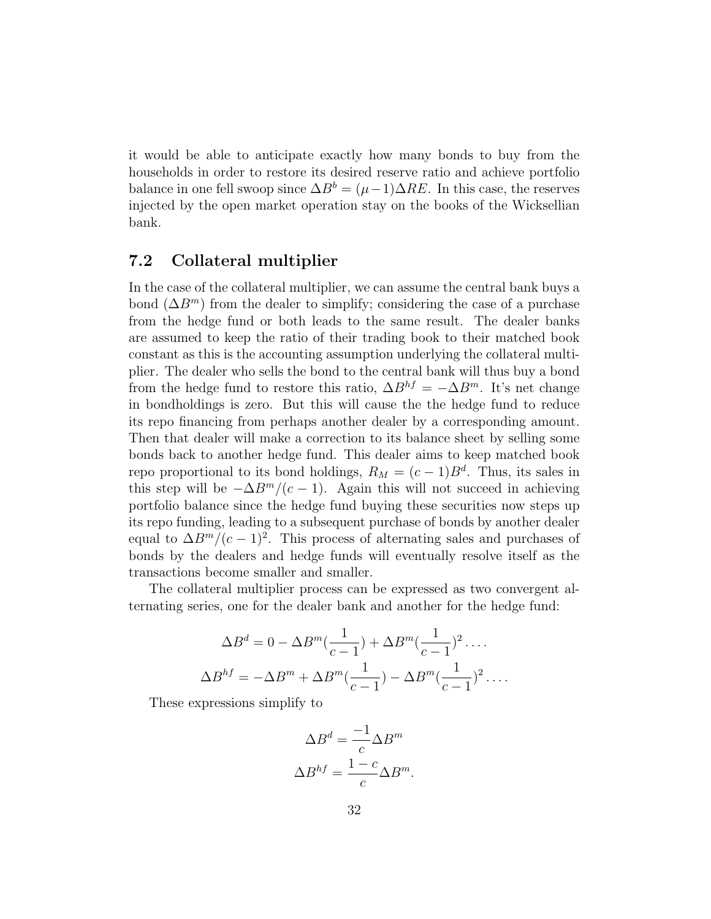it would be able to anticipate exactly how many bonds to buy from the households in order to restore its desired reserve ratio and achieve portfolio balance in one fell swoop since $\Delta B^b = (\mu - 1)\Delta RE$. In this case, the reserves injected by the open market operation stay on the books of the Wicksellian bank.

## 7.2 Collateral multiplier

In the case of the collateral multiplier, we can assume the central bank buys a bond ($\Delta B^m$) from the dealer to simplify; considering the case of a purchase from the hedge fund or both leads to the same result. The dealer banks are assumed to keep the ratio of their trading book to their matched book constant as this is the accounting assumption underlying the collateral multiplier. The dealer who sells the bond to the central bank will thus buy a bond from the hedge fund to restore this ratio, $\Delta B^{hf} = -\Delta B^m$. It's net change in bondholdings is zero. But this will cause the the hedge fund to reduce its repo financing from perhaps another dealer by a corresponding amount. Then that dealer will make a correction to its balance sheet by selling some bonds back to another hedge fund. This dealer aims to keep matched book repo proportional to its bond holdings, $R_M = (c-1)B^d$. Thus, its sales in this step will be $-\Delta B^m/(c-1)$. Again this will not succeed in achieving portfolio balance since the hedge fund buying these securities now steps up its repo funding, leading to a subsequent purchase of bonds by another dealer equal to $\Delta B^m/(c-1)^2$. This process of alternating sales and purchases of bonds by the dealers and hedge funds will eventually resolve itself as the transactions become smaller and smaller.

The collateral multiplier process can be expressed as two convergent alternating series, one for the dealer bank and another for the hedge fund:

$$\Delta B^d = 0 - \Delta B^m(\frac{1}{c-1}) + \Delta B^m(\frac{1}{c-1})^2 \ldots.$$

$$\Delta B^{hf} = -\Delta B^m + \Delta B^m(\frac{1}{c-1}) - \Delta B^m(\frac{1}{c-1})^2 \ldots.$$

These expressions simplify to

$$\Delta B^d = \frac{-1}{c}\Delta B^m$$

$$\Delta B^{hf} = \frac{1-c}{c}\Delta B^m.$$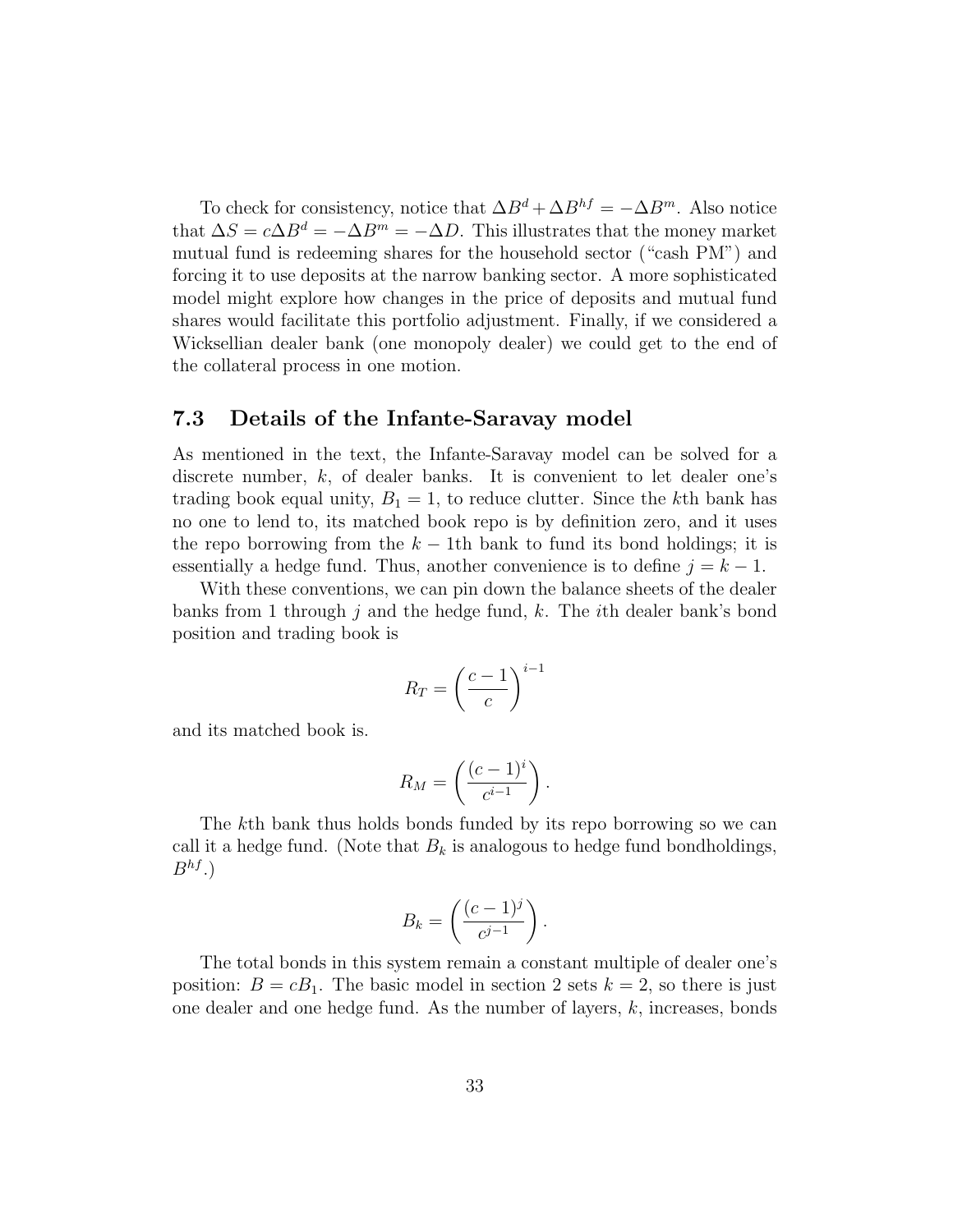To check for consistency, notice that $\Delta B^d + \Delta B^{hf} = -\Delta B^m$. Also notice that $\Delta S = c\Delta B^d = -\Delta B^m = -\Delta D$. This illustrates that the money market mutual fund is redeeming shares for the household sector ("cash PM") and forcing it to use deposits at the narrow banking sector. A more sophisticated model might explore how changes in the price of deposits and mutual fund shares would facilitate this portfolio adjustment. Finally, if we considered a Wicksellian dealer bank (one monopoly dealer) we could get to the end of the collateral process in one motion.

## 7.3 Details of the Infante-Saravay model

As mentioned in the text, the Infante-Saravay model can be solved for a discrete number, $k$, of dealer banks. It is convenient to let dealer one's trading book equal unity, $B_1 = 1$, to reduce clutter. Since the $k$th bank has no one to lend to, its matched book repo is by definition zero, and it uses the repo borrowing from the $k-1$th bank to fund its bond holdings; it is essentially a hedge fund. Thus, another convenience is to define $j = k - 1$.

With these conventions, we can pin down the balance sheets of the dealer banks from 1 through $j$ and the hedge fund, $k$. The $i$th dealer bank's bond position and trading book is

$$R_T = \left(\frac{c-1}{c}\right)^{i-1}$$

and its matched book is.

$$R_M = \left(\frac{(c-1)^i}{c^{i-1}}\right).$$

The $k$th bank thus holds bonds funded by its repo borrowing so we can call it a hedge fund. (Note that $B_k$ is analogous to hedge fund bondholdings, $B^{hf}$.)

$$B_k = \left(\frac{(c-1)^j}{c^{j-1}}\right).$$

The total bonds in this system remain a constant multiple of dealer one's position: $B = cB_1$. The basic model in section 2 sets $k = 2$, so there is just one dealer and one hedge fund. As the number of layers, $k$, increases, bonds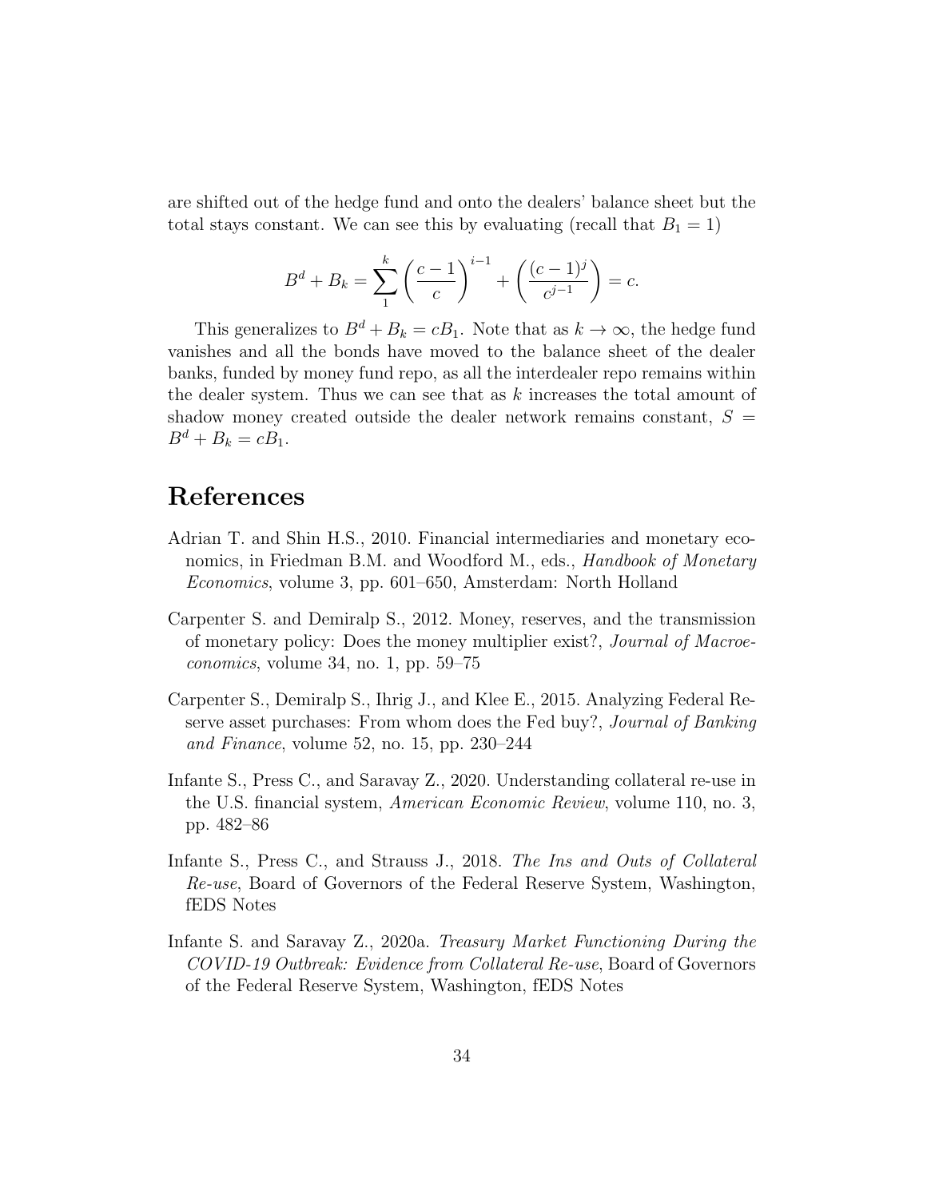are shifted out of the hedge fund and onto the dealers' balance sheet but the total stays constant. We can see this by evaluating (recall that $B_1 = 1$)

$$B^d + B_k = \sum_{1}^{k} \left(\frac{c-1}{c}\right)^{i-1} + \left(\frac{(c-1)^j}{c^{j-1}}\right) = c.$$

This generalizes to $B^d + B_k = cB_1$. Note that as $k \to \infty$, the hedge fund vanishes and all the bonds have moved to the balance sheet of the dealer banks, funded by money fund repo, as all the interdealer repo remains within the dealer system. Thus we can see that as $k$ increases the total amount of shadow money created outside the dealer network remains constant, $S = B^d + B_k = cB_1$.

# References

Adrian T. and Shin H.S., 2010. Financial intermediaries and monetary economics, in Friedman B.M. and Woodford M., eds., *Handbook of Monetary Economics*, volume 3, pp. 601–650, Amsterdam: North Holland

Carpenter S. and Demiralp S., 2012. Money, reserves, and the transmission of monetary policy: Does the money multiplier exist?, *Journal of Macroeconomics*, volume 34, no. 1, pp. 59–75

Carpenter S., Demiralp S., Ihrig J., and Klee E., 2015. Analyzing Federal Reserve asset purchases: From whom does the Fed buy?, *Journal of Banking and Finance*, volume 52, no. 15, pp. 230–244

Infante S., Press C., and Saravay Z., 2020. Understanding collateral re-use in the U.S. financial system, *American Economic Review*, volume 110, no. 3, pp. 482–86

Infante S., Press C., and Strauss J., 2018. *The Ins and Outs of Collateral Re-use*, Board of Governors of the Federal Reserve System, Washington, fEDS Notes

Infante S. and Saravay Z., 2020a. *Treasury Market Functioning During the COVID-19 Outbreak: Evidence from Collateral Re-use*, Board of Governors of the Federal Reserve System, Washington, fEDS Notes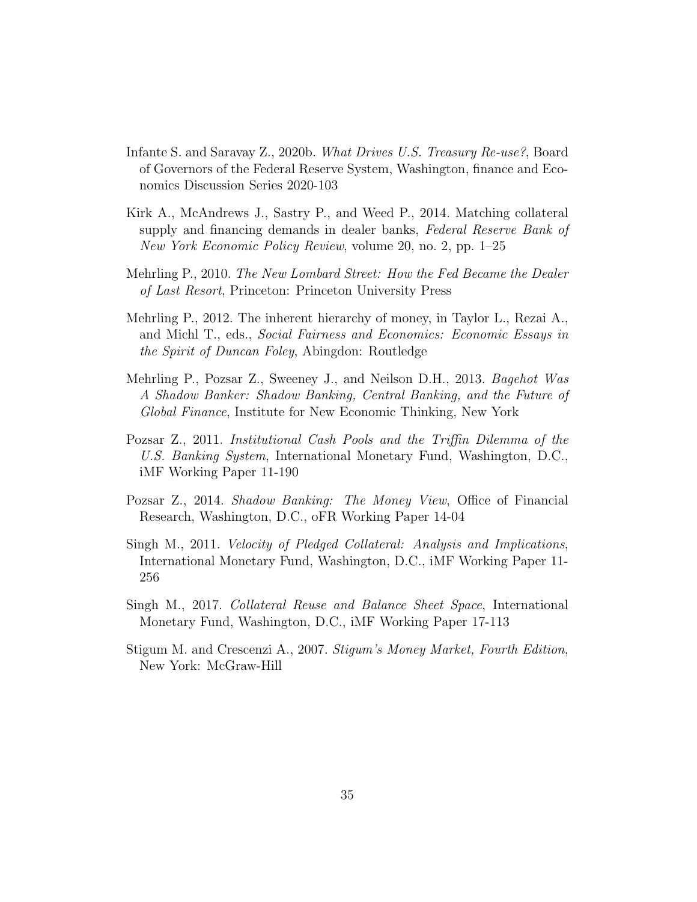Infante S. and Saravay Z., 2020b. *What Drives U.S. Treasury Re-use?*, Board of Governors of the Federal Reserve System, Washington, finance and Economics Discussion Series 2020-103

Kirk A., McAndrews J., Sastry P., and Weed P., 2014. Matching collateral supply and financing demands in dealer banks, *Federal Reserve Bank of New York Economic Policy Review*, volume 20, no. 2, pp. 1–25

Mehrling P., 2010. *The New Lombard Street: How the Fed Became the Dealer of Last Resort*, Princeton: Princeton University Press

Mehrling P., 2012. The inherent hierarchy of money, in Taylor L., Rezai A., and Michl T., eds., *Social Fairness and Economics: Economic Essays in the Spirit of Duncan Foley*, Abingdon: Routledge

Mehrling P., Pozsar Z., Sweeney J., and Neilson D.H., 2013. *Bagehot Was A Shadow Banker: Shadow Banking, Central Banking, and the Future of Global Finance*, Institute for New Economic Thinking, New York

Pozsar Z., 2011. *Institutional Cash Pools and the Triffin Dilemma of the U.S. Banking System*, International Monetary Fund, Washington, D.C., iMF Working Paper 11-190

Pozsar Z., 2014. *Shadow Banking: The Money View*, Office of Financial Research, Washington, D.C., oFR Working Paper 14-04

Singh M., 2011. *Velocity of Pledged Collateral: Analysis and Implications*, International Monetary Fund, Washington, D.C., iMF Working Paper 11-256

Singh M., 2017. *Collateral Reuse and Balance Sheet Space*, International Monetary Fund, Washington, D.C., iMF Working Paper 17-113

Stigum M. and Crescenzi A., 2007. *Stigum's Money Market, Fourth Edition*, New York: McGraw-Hill